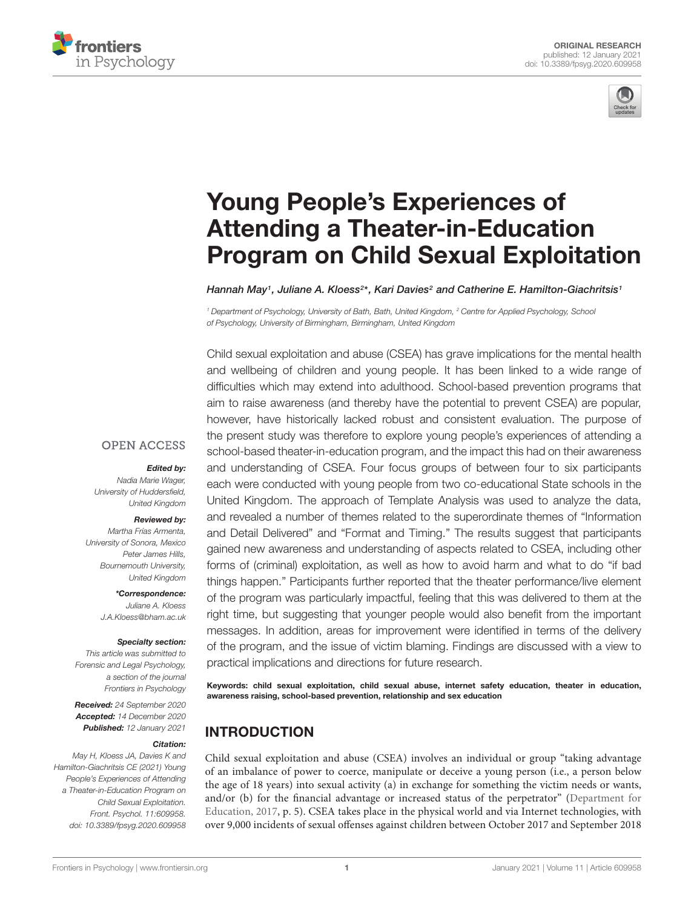ORIGINAL RESEARCH
published: 12 January 2021
doi: 10.3389/fpsyg.2020.609958

# Young People's Experiences of Attending a Theater-in-Education Program on Child Sexual Exploitation

*Hannah May[1], Juliane A. Kloess[2]\*, Kari Davies[2] and Catherine E. Hamilton-Giachritsis[1]*

[1] Department of Psychology, University of Bath, Bath, United Kingdom, [2] Centre for Applied Psychology, School of Psychology, University of Birmingham, Birmingham, United Kingdom

OPEN ACCESS

***Edited by:***
Nadia Marie Wager,
University of Huddersfield,
United Kingdom

***Reviewed by:***
Martha Frías Armenta,
University of Sonora, Mexico
Peter James Hills,
Bournemouth University,
United Kingdom

***\*Correspondence:***
Juliane A. Kloess
J.A.Kloess@bham.ac.uk

***Specialty section:***
This article was submitted to
Forensic and Legal Psychology,
a section of the journal
Frontiers in Psychology

***Received:*** 24 September 2020
***Accepted:*** 14 December 2020
***Published:*** 12 January 2021

***Citation:***
May H, Kloess JA, Davies K and Hamilton-Giachritsis CE (2021) Young People's Experiences of Attending a Theater-in-Education Program on Child Sexual Exploitation. Front. Psychol. 11:609958. doi: 10.3389/fpsyg.2020.609958

Child sexual exploitation and abuse (CSEA) has grave implications for the mental health and wellbeing of children and young people. It has been linked to a wide range of difficulties which may extend into adulthood. School-based prevention programs that aim to raise awareness (and thereby have the potential to prevent CSEA) are popular, however, have historically lacked robust and consistent evaluation. The purpose of the present study was therefore to explore young people's experiences of attending a school-based theater-in-education program, and the impact this had on their awareness and understanding of CSEA. Four focus groups of between four to six participants each were conducted with young people from two co-educational State schools in the United Kingdom. The approach of Template Analysis was used to analyze the data, and revealed a number of themes related to the superordinate themes of "Information and Detail Delivered" and "Format and Timing." The results suggest that participants gained new awareness and understanding of aspects related to CSEA, including other forms of (criminal) exploitation, as well as how to avoid harm and what to do "if bad things happen." Participants further reported that the theater performance/live element of the program was particularly impactful, feeling that this was delivered to them at the right time, but suggesting that younger people would also benefit from the important messages. In addition, areas for improvement were identified in terms of the delivery of the program, and the issue of victim blaming. Findings are discussed with a view to practical implications and directions for future research.

**Keywords: child sexual exploitation, child sexual abuse, internet safety education, theater in education, awareness raising, school-based prevention, relationship and sex education**

## INTRODUCTION

Child sexual exploitation and abuse (CSEA) involves an individual or group "taking advantage of an imbalance of power to coerce, manipulate or deceive a young person (i.e., a person below the age of 18 years) into sexual activity (a) in exchange for something the victim needs or wants, and/or (b) for the financial advantage or increased status of the perpetrator" (Department for Education, 2017, p. 5). CSEA takes place in the physical world and via Internet technologies, with over 9,000 incidents of sexual offenses against children between October 2017 and September 2018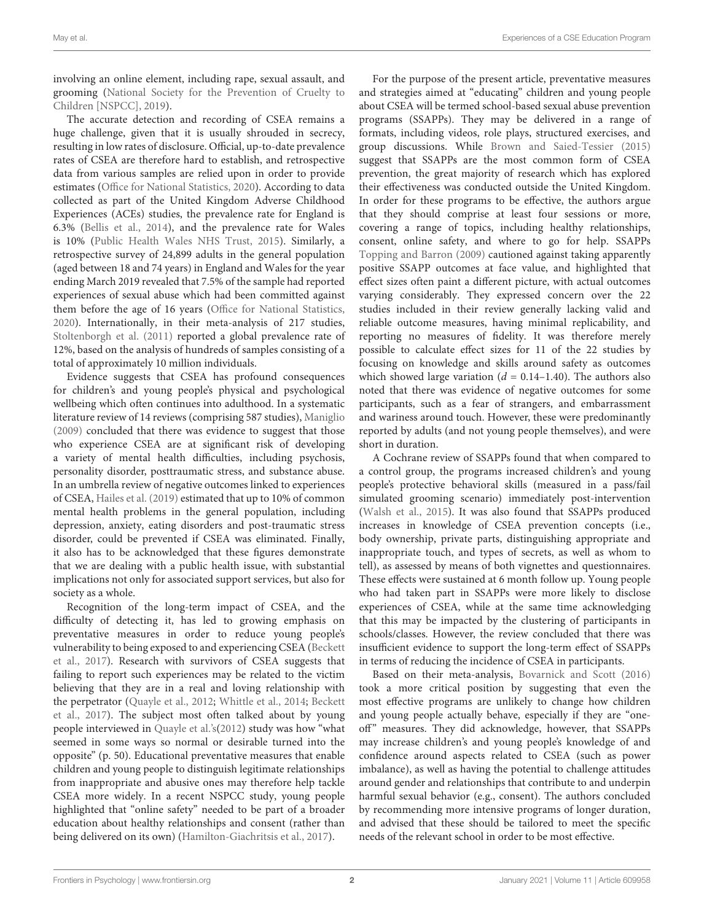involving an online element, including rape, sexual assault, and grooming (National Society for the Prevention of Cruelty to Children [NSPCC], 2019).

The accurate detection and recording of CSEA remains a huge challenge, given that it is usually shrouded in secrecy, resulting in low rates of disclosure. Official, up-to-date prevalence rates of CSEA are therefore hard to establish, and retrospective data from various samples are relied upon in order to provide estimates (Office for National Statistics, 2020). According to data collected as part of the United Kingdom Adverse Childhood Experiences (ACEs) studies, the prevalence rate for England is 6.3% (Bellis et al., 2014), and the prevalence rate for Wales is 10% (Public Health Wales NHS Trust, 2015). Similarly, a retrospective survey of 24,899 adults in the general population (aged between 18 and 74 years) in England and Wales for the year ending March 2019 revealed that 7.5% of the sample had reported experiences of sexual abuse which had been committed against them before the age of 16 years (Office for National Statistics, 2020). Internationally, in their meta-analysis of 217 studies, Stoltenborgh et al. (2011) reported a global prevalence rate of 12%, based on the analysis of hundreds of samples consisting of a total of approximately 10 million individuals.

Evidence suggests that CSEA has profound consequences for children's and young people's physical and psychological wellbeing which often continues into adulthood. In a systematic literature review of 14 reviews (comprising 587 studies), Maniglio (2009) concluded that there was evidence to suggest that those who experience CSEA are at significant risk of developing a variety of mental health difficulties, including psychosis, personality disorder, posttraumatic stress, and substance abuse. In an umbrella review of negative outcomes linked to experiences of CSEA, Hailes et al. (2019) estimated that up to 10% of common mental health problems in the general population, including depression, anxiety, eating disorders and post-traumatic stress disorder, could be prevented if CSEA was eliminated. Finally, it also has to be acknowledged that these figures demonstrate that we are dealing with a public health issue, with substantial implications not only for associated support services, but also for society as a whole.

Recognition of the long-term impact of CSEA, and the difficulty of detecting it, has led to growing emphasis on preventative measures in order to reduce young people's vulnerability to being exposed to and experiencing CSEA (Beckett et al., 2017). Research with survivors of CSEA suggests that failing to report such experiences may be related to the victim believing that they are in a real and loving relationship with the perpetrator (Quayle et al., 2012; Whittle et al., 2014; Beckett et al., 2017). The subject most often talked about by young people interviewed in Quayle et al.'s(2012) study was how "what seemed in some ways so normal or desirable turned into the opposite" (p. 50). Educational preventative measures that enable children and young people to distinguish legitimate relationships from inappropriate and abusive ones may therefore help tackle CSEA more widely. In a recent NSPCC study, young people highlighted that "online safety" needed to be part of a broader education about healthy relationships and consent (rather than being delivered on its own) (Hamilton-Giachritsis et al., 2017).

For the purpose of the present article, preventative measures and strategies aimed at "educating" children and young people about CSEA will be termed school-based sexual abuse prevention programs (SSAPPs). They may be delivered in a range of formats, including videos, role plays, structured exercises, and group discussions. While Brown and Saied-Tessier (2015) suggest that SSAPPs are the most common form of CSEA prevention, the great majority of research which has explored their effectiveness was conducted outside the United Kingdom. In order for these programs to be effective, the authors argue that they should comprise at least four sessions or more, covering a range of topics, including healthy relationships, consent, online safety, and where to go for help. SSAPPs Topping and Barron (2009) cautioned against taking apparently positive SSAPP outcomes at face value, and highlighted that effect sizes often paint a different picture, with actual outcomes varying considerably. They expressed concern over the 22 studies included in their review generally lacking valid and reliable outcome measures, having minimal replicability, and reporting no measures of fidelity. It was therefore merely possible to calculate effect sizes for 11 of the 22 studies by focusing on knowledge and skills around safety as outcomes which showed large variation ($d$ = 0.14–1.40). The authors also noted that there was evidence of negative outcomes for some participants, such as a fear of strangers, and embarrassment and wariness around touch. However, these were predominantly reported by adults (and not young people themselves), and were short in duration.

A Cochrane review of SSAPPs found that when compared to a control group, the programs increased children's and young people's protective behavioral skills (measured in a pass/fail simulated grooming scenario) immediately post-intervention (Walsh et al., 2015). It was also found that SSAPPs produced increases in knowledge of CSEA prevention concepts (i.e., body ownership, private parts, distinguishing appropriate and inappropriate touch, and types of secrets, as well as whom to tell), as assessed by means of both vignettes and questionnaires. These effects were sustained at 6 month follow up. Young people who had taken part in SSAPPs were more likely to disclose experiences of CSEA, while at the same time acknowledging that this may be impacted by the clustering of participants in schools/classes. However, the review concluded that there was insufficient evidence to support the long-term effect of SSAPPs in terms of reducing the incidence of CSEA in participants.

Based on their meta-analysis, Bovarnick and Scott (2016) took a more critical position by suggesting that even the most effective programs are unlikely to change how children and young people actually behave, especially if they are "one-off" measures. They did acknowledge, however, that SSAPPs may increase children's and young people's knowledge of and confidence around aspects related to CSEA (such as power imbalance), as well as having the potential to challenge attitudes around gender and relationships that contribute to and underpin harmful sexual behavior (e.g., consent). The authors concluded by recommending more intensive programs of longer duration, and advised that these should be tailored to meet the specific needs of the relevant school in order to be most effective.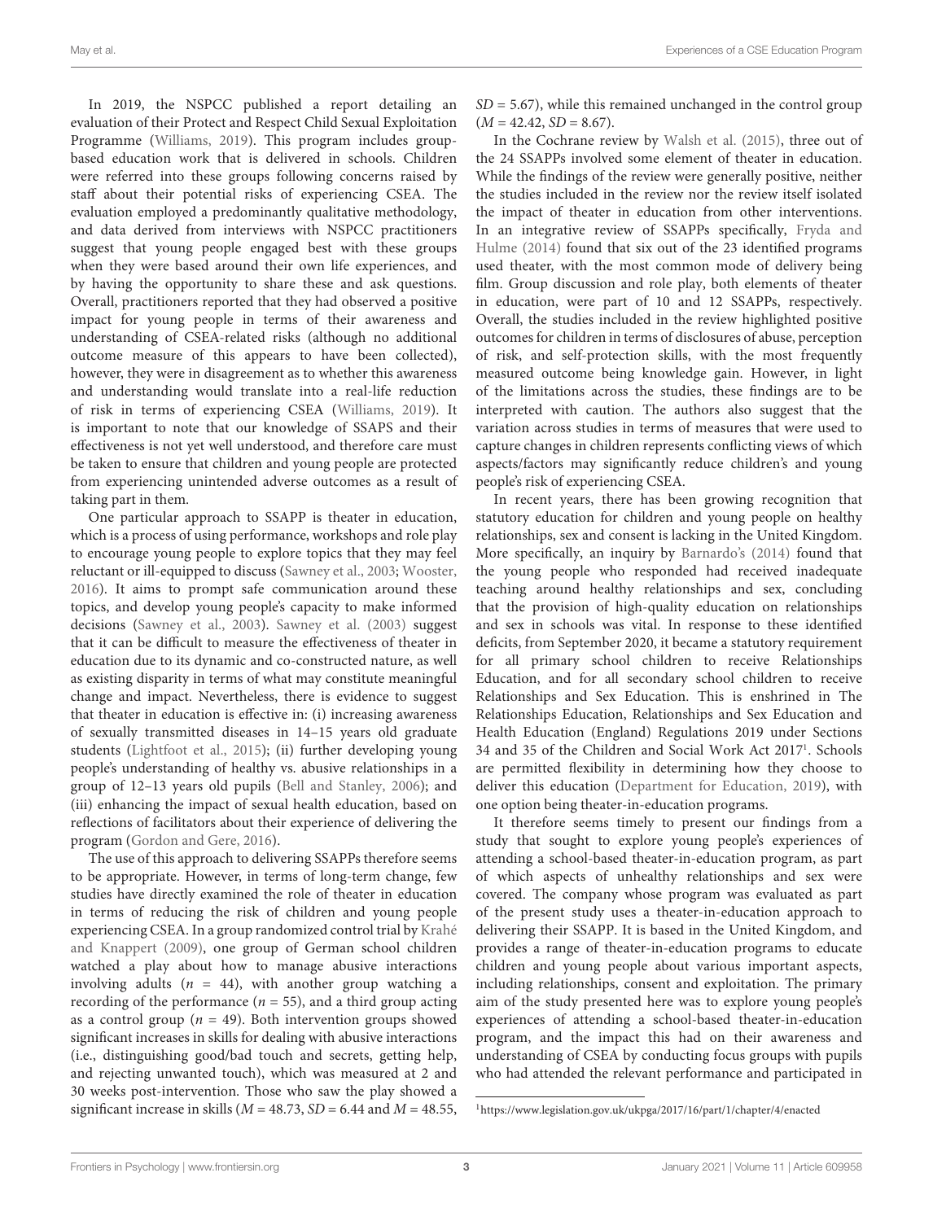In 2019, the NSPCC published a report detailing an evaluation of their Protect and Respect Child Sexual Exploitation Programme (Williams, 2019). This program includes group-based education work that is delivered in schools. Children were referred into these groups following concerns raised by staff about their potential risks of experiencing CSEA. The evaluation employed a predominantly qualitative methodology, and data derived from interviews with NSPCC practitioners suggest that young people engaged best with these groups when they were based around their own life experiences, and by having the opportunity to share these and ask questions. Overall, practitioners reported that they had observed a positive impact for young people in terms of their awareness and understanding of CSEA-related risks (although no additional outcome measure of this appears to have been collected), however, they were in disagreement as to whether this awareness and understanding would translate into a real-life reduction of risk in terms of experiencing CSEA (Williams, 2019). It is important to note that our knowledge of SSAPS and their effectiveness is not yet well understood, and therefore care must be taken to ensure that children and young people are protected from experiencing unintended adverse outcomes as a result of taking part in them.

One particular approach to SSAPP is theater in education, which is a process of using performance, workshops and role play to encourage young people to explore topics that they may feel reluctant or ill-equipped to discuss (Sawney et al., 2003; Wooster, 2016). It aims to prompt safe communication around these topics, and develop young people's capacity to make informed decisions (Sawney et al., 2003). Sawney et al. (2003) suggest that it can be difficult to measure the effectiveness of theater in education due to its dynamic and co-constructed nature, as well as existing disparity in terms of what may constitute meaningful change and impact. Nevertheless, there is evidence to suggest that theater in education is effective in: (i) increasing awareness of sexually transmitted diseases in 14–15 years old graduate students (Lightfoot et al., 2015); (ii) further developing young people's understanding of healthy vs. abusive relationships in a group of 12–13 years old pupils (Bell and Stanley, 2006); and (iii) enhancing the impact of sexual health education, based on reflections of facilitators about their experience of delivering the program (Gordon and Gere, 2016).

The use of this approach to delivering SSAPPs therefore seems to be appropriate. However, in terms of long-term change, few studies have directly examined the role of theater in education in terms of reducing the risk of children and young people experiencing CSEA. In a group randomized control trial by Krahé and Knappert (2009), one group of German school children watched a play about how to manage abusive interactions involving adults ($n$ = 44), with another group watching a recording of the performance ($n$ = 55), and a third group acting as a control group ($n$ = 49). Both intervention groups showed significant increases in skills for dealing with abusive interactions (i.e., distinguishing good/bad touch and secrets, getting help, and rejecting unwanted touch), which was measured at 2 and 30 weeks post-intervention. Those who saw the play showed a significant increase in skills ($M$ = 48.73, $SD$ = 6.44 and $M$ = 48.55, $SD$ = 5.67), while this remained unchanged in the control group ($M$ = 42.42, $SD$ = 8.67).

In the Cochrane review by Walsh et al. (2015), three out of the 24 SSAPPs involved some element of theater in education. While the findings of the review were generally positive, neither the studies included in the review nor the review itself isolated the impact of theater in education from other interventions. In an integrative review of SSAPPs specifically, Fryda and Hulme (2014) found that six out of the 23 identified programs used theater, with the most common mode of delivery being film. Group discussion and role play, both elements of theater in education, were part of 10 and 12 SSAPPs, respectively. Overall, the studies included in the review highlighted positive outcomes for children in terms of disclosures of abuse, perception of risk, and self-protection skills, with the most frequently measured outcome being knowledge gain. However, in light of the limitations across the studies, these findings are to be interpreted with caution. The authors also suggest that the variation across studies in terms of measures that were used to capture changes in children represents conflicting views of which aspects/factors may significantly reduce children's and young people's risk of experiencing CSEA.

In recent years, there has been growing recognition that statutory education for children and young people on healthy relationships, sex and consent is lacking in the United Kingdom. More specifically, an inquiry by Barnardo's (2014) found that the young people who responded had received inadequate teaching around healthy relationships and sex, concluding that the provision of high-quality education on relationships and sex in schools was vital. In response to these identified deficits, from September 2020, it became a statutory requirement for all primary school children to receive Relationships Education, and for all secondary school children to receive Relationships and Sex Education. This is enshrined in The Relationships Education, Relationships and Sex Education and Health Education (England) Regulations 2019 under Sections 34 and 35 of the Children and Social Work Act 2017[1]. Schools are permitted flexibility in determining how they choose to deliver this education (Department for Education, 2019), with one option being theater-in-education programs.

It therefore seems timely to present our findings from a study that sought to explore young people's experiences of attending a school-based theater-in-education program, as part of which aspects of unhealthy relationships and sex were covered. The company whose program was evaluated as part of the present study uses a theater-in-education approach to delivering their SSAPP. It is based in the United Kingdom, and provides a range of theater-in-education programs to educate children and young people about various important aspects, including relationships, consent and exploitation. The primary aim of the study presented here was to explore young people's experiences of attending a school-based theater-in-education program, and the impact this had on their awareness and understanding of CSEA by conducting focus groups with pupils who had attended the relevant performance and participated in

[1] https://www.legislation.gov.uk/ukpga/2017/16/part/1/chapter/4/enacted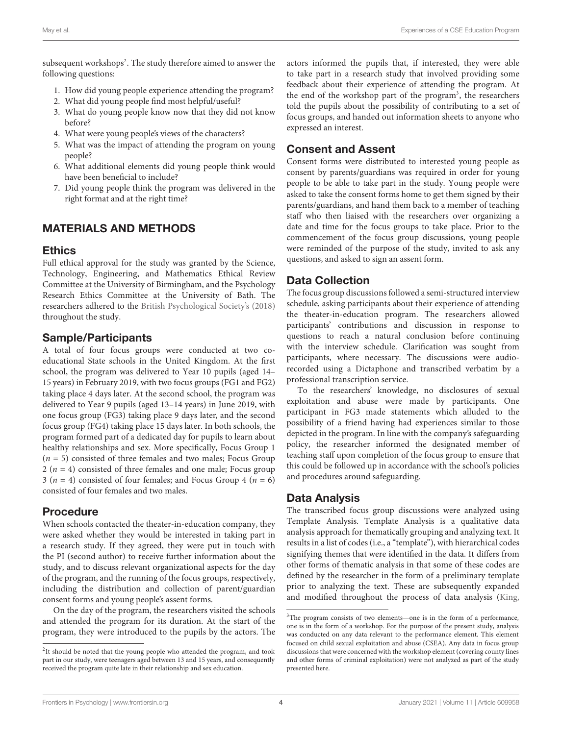subsequent workshops[2]. The study therefore aimed to answer the following questions:

1. How did young people experience attending the program?
2. What did young people find most helpful/useful?
3. What do young people know now that they did not know before?
4. What were young people's views of the characters?
5. What was the impact of attending the program on young people?
6. What additional elements did young people think would have been beneficial to include?
7. Did young people think the program was delivered in the right format and at the right time?

## MATERIALS AND METHODS

### Ethics

Full ethical approval for the study was granted by the Science, Technology, Engineering, and Mathematics Ethical Review Committee at the University of Birmingham, and the Psychology Research Ethics Committee at the University of Bath. The researchers adhered to the British Psychological Society's (2018) throughout the study.

### Sample/Participants

A total of four focus groups were conducted at two co-educational State schools in the United Kingdom. At the first school, the program was delivered to Year 10 pupils (aged 14–15 years) in February 2019, with two focus groups (FG1 and FG2) taking place 4 days later. At the second school, the program was delivered to Year 9 pupils (aged 13–14 years) in June 2019, with one focus group (FG3) taking place 9 days later, and the second focus group (FG4) taking place 15 days later. In both schools, the program formed part of a dedicated day for pupils to learn about healthy relationships and sex. More specifically, Focus Group 1 ($n = 5$) consisted of three females and two males; Focus Group 2 ($n = 4$) consisted of three females and one male; Focus group 3 ($n = 4$) consisted of four females; and Focus Group 4 ($n = 6$) consisted of four females and two males.

### Procedure

When schools contacted the theater-in-education company, they were asked whether they would be interested in taking part in a research study. If they agreed, they were put in touch with the PI (second author) to receive further information about the study, and to discuss relevant organizational aspects for the day of the program, and the running of the focus groups, respectively, including the distribution and collection of parent/guardian consent forms and young people's assent forms.

On the day of the program, the researchers visited the schools and attended the program for its duration. At the start of the program, they were introduced to the pupils by the actors. The actors informed the pupils that, if interested, they were able to take part in a research study that involved providing some feedback about their experience of attending the program. At the end of the workshop part of the program[3], the researchers told the pupils about the possibility of contributing to a set of focus groups, and handed out information sheets to anyone who expressed an interest.

### Consent and Assent

Consent forms were distributed to interested young people as consent by parents/guardians was required in order for young people to be able to take part in the study. Young people were asked to take the consent forms home to get them signed by their parents/guardians, and hand them back to a member of teaching staff who then liaised with the researchers over organizing a date and time for the focus groups to take place. Prior to the commencement of the focus group discussions, young people were reminded of the purpose of the study, invited to ask any questions, and asked to sign an assent form.

### Data Collection

The focus group discussions followed a semi-structured interview schedule, asking participants about their experience of attending the theater-in-education program. The researchers allowed participants' contributions and discussion in response to questions to reach a natural conclusion before continuing with the interview schedule. Clarification was sought from participants, where necessary. The discussions were audio-recorded using a Dictaphone and transcribed verbatim by a professional transcription service.

To the researchers' knowledge, no disclosures of sexual exploitation and abuse were made by participants. One participant in FG3 made statements which alluded to the possibility of a friend having had experiences similar to those depicted in the program. In line with the company's safeguarding policy, the researcher informed the designated member of teaching staff upon completion of the focus group to ensure that this could be followed up in accordance with the school's policies and procedures around safeguarding.

### Data Analysis

The transcribed focus group discussions were analyzed using Template Analysis. Template Analysis is a qualitative data analysis approach for thematically grouping and analyzing text. It results in a list of codes (i.e., a "template"), with hierarchical codes signifying themes that were identified in the data. It differs from other forms of thematic analysis in that some of these codes are defined by the researcher in the form of a preliminary template prior to analyzing the text. These are subsequently expanded and modified throughout the process of data analysis (King,

---

[2]It should be noted that the young people who attended the program, and took part in our study, were teenagers aged between 13 and 15 years, and consequently received the program quite late in their relationship and sex education.

[3]The program consists of two elements—one is in the form of a performance, one is in the form of a workshop. For the purpose of the present study, analysis was conducted on any data relevant to the performance element. This element focused on child sexual exploitation and abuse (CSEA). Any data in focus group discussions that were concerned with the workshop element (covering county lines and other forms of criminal exploitation) were not analyzed as part of the study presented here.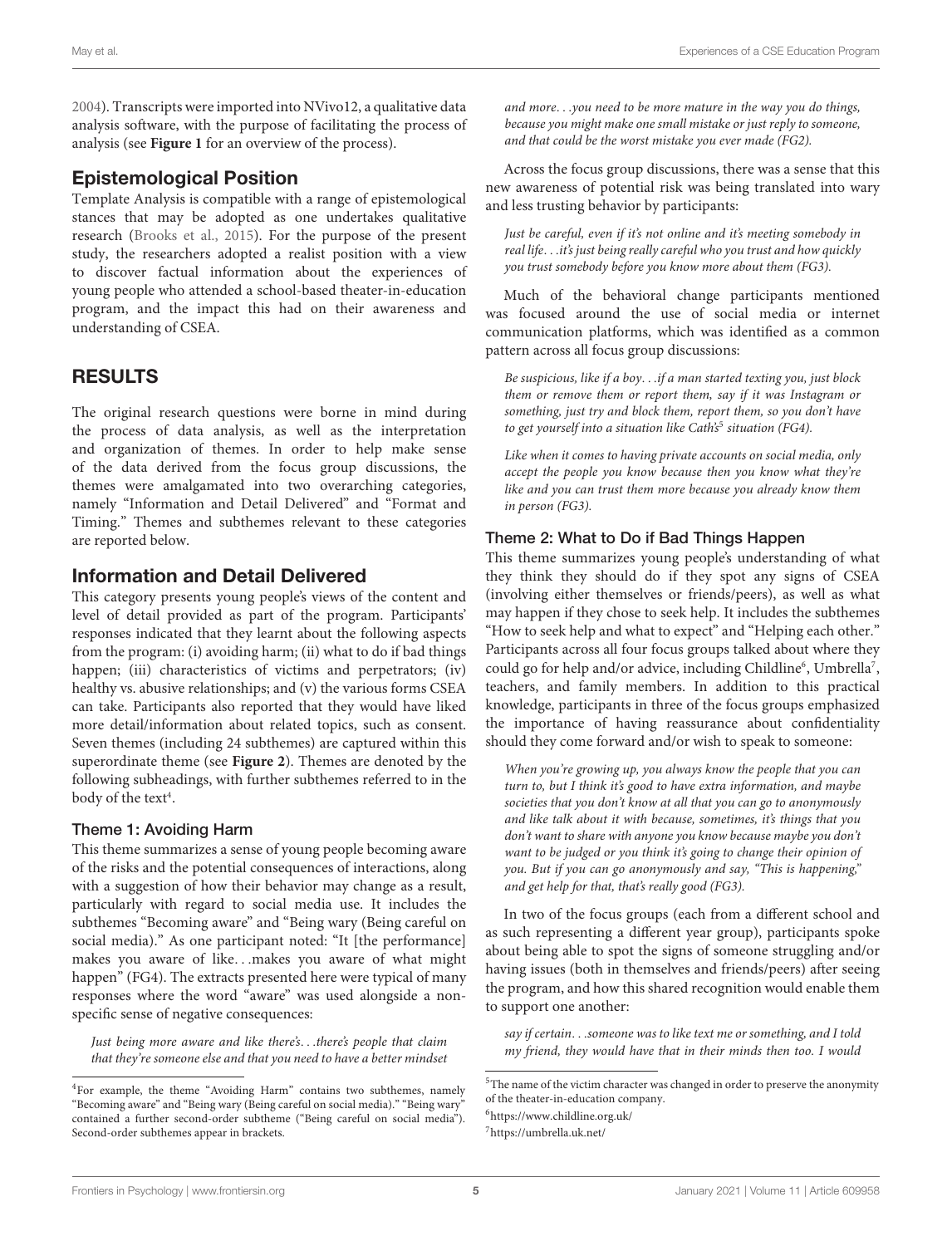2004). Transcripts were imported into NVivo12, a qualitative data analysis software, with the purpose of facilitating the process of analysis (see **Figure 1** for an overview of the process).

## Epistemological Position

Template Analysis is compatible with a range of epistemological stances that may be adopted as one undertakes qualitative research (Brooks et al., 2015). For the purpose of the present study, the researchers adopted a realist position with a view to discover factual information about the experiences of young people who attended a school-based theater-in-education program, and the impact this had on their awareness and understanding of CSEA.

# RESULTS

The original research questions were borne in mind during the process of data analysis, as well as the interpretation and organization of themes. In order to help make sense of the data derived from the focus group discussions, the themes were amalgamated into two overarching categories, namely "Information and Detail Delivered" and "Format and Timing." Themes and subthemes relevant to these categories are reported below.

## Information and Detail Delivered

This category presents young people's views of the content and level of detail provided as part of the program. Participants' responses indicated that they learnt about the following aspects from the program: (i) avoiding harm; (ii) what to do if bad things happen; (iii) characteristics of victims and perpetrators; (iv) healthy vs. abusive relationships; and (v) the various forms CSEA can take. Participants also reported that they would have liked more detail/information about related topics, such as consent. Seven themes (including 24 subthemes) are captured within this superordinate theme (see **Figure 2**). Themes are denoted by the following subheadings, with further subthemes referred to in the body of the text[4].

### Theme 1: Avoiding Harm

This theme summarizes a sense of young people becoming aware of the risks and the potential consequences of interactions, along with a suggestion of how their behavior may change as a result, particularly with regard to social media use. It includes the subthemes "Becoming aware" and "Being wary (Being careful on social media)." As one participant noted: "It [the performance] makes you aware of like. . .makes you aware of what might happen" (FG4). The extracts presented here were typical of many responses where the word "aware" was used alongside a non-specific sense of negative consequences:

*Just being more aware and like there's. . .there's people that claim that they're someone else and that you need to have a better mindset and more. . .you need to be more mature in the way you do things, because you might make one small mistake or just reply to someone, and that could be the worst mistake you ever made (FG2).*

Across the focus group discussions, there was a sense that this new awareness of potential risk was being translated into wary and less trusting behavior by participants:

*Just be careful, even if it's not online and it's meeting somebody in real life. . .it's just being really careful who you trust and how quickly you trust somebody before you know more about them (FG3).*

Much of the behavioral change participants mentioned was focused around the use of social media or internet communication platforms, which was identified as a common pattern across all focus group discussions:

*Be suspicious, like if a boy. . .if a man started texting you, just block them or remove them or report them, say if it was Instagram or something, just try and block them, report them, so you don't have to get yourself into a situation like Cath's[5] situation (FG4).*

*Like when it comes to having private accounts on social media, only accept the people you know because then you know what they're like and you can trust them more because you already know them in person (FG3).*

### Theme 2: What to Do if Bad Things Happen

This theme summarizes young people's understanding of what they think they should do if they spot any signs of CSEA (involving either themselves or friends/peers), as well as what may happen if they chose to seek help. It includes the subthemes "How to seek help and what to expect" and "Helping each other." Participants across all four focus groups talked about where they could go for help and/or advice, including Childline[6], Umbrella[7], teachers, and family members. In addition to this practical knowledge, participants in three of the focus groups emphasized the importance of having reassurance about confidentiality should they come forward and/or wish to speak to someone:

*When you're growing up, you always know the people that you can turn to, but I think it's good to have extra information, and maybe societies that you don't know at all that you can go to anonymously and like talk about it with because, sometimes, it's things that you don't want to share with anyone you know because maybe you don't want to be judged or you think it's going to change their opinion of you. But if you can go anonymously and say, "This is happening," and get help for that, that's really good (FG3).*

In two of the focus groups (each from a different school and as such representing a different year group), participants spoke about being able to spot the signs of someone struggling and/or having issues (both in themselves and friends/peers) after seeing the program, and how this shared recognition would enable them to support one another:

*say if certain. . .someone was to like text me or something, and I told my friend, they would have that in their minds then too. I would*

---

[4]For example, the theme "Avoiding Harm" contains two subthemes, namely "Becoming aware" and "Being wary (Being careful on social media)." "Being wary" contained a further second-order subtheme ("Being careful on social media"). Second-order subthemes appear in brackets.

[5]The name of the victim character was changed in order to preserve the anonymity of the theater-in-education company.

[6]https://www.childline.org.uk/

[7]https://umbrella.uk.net/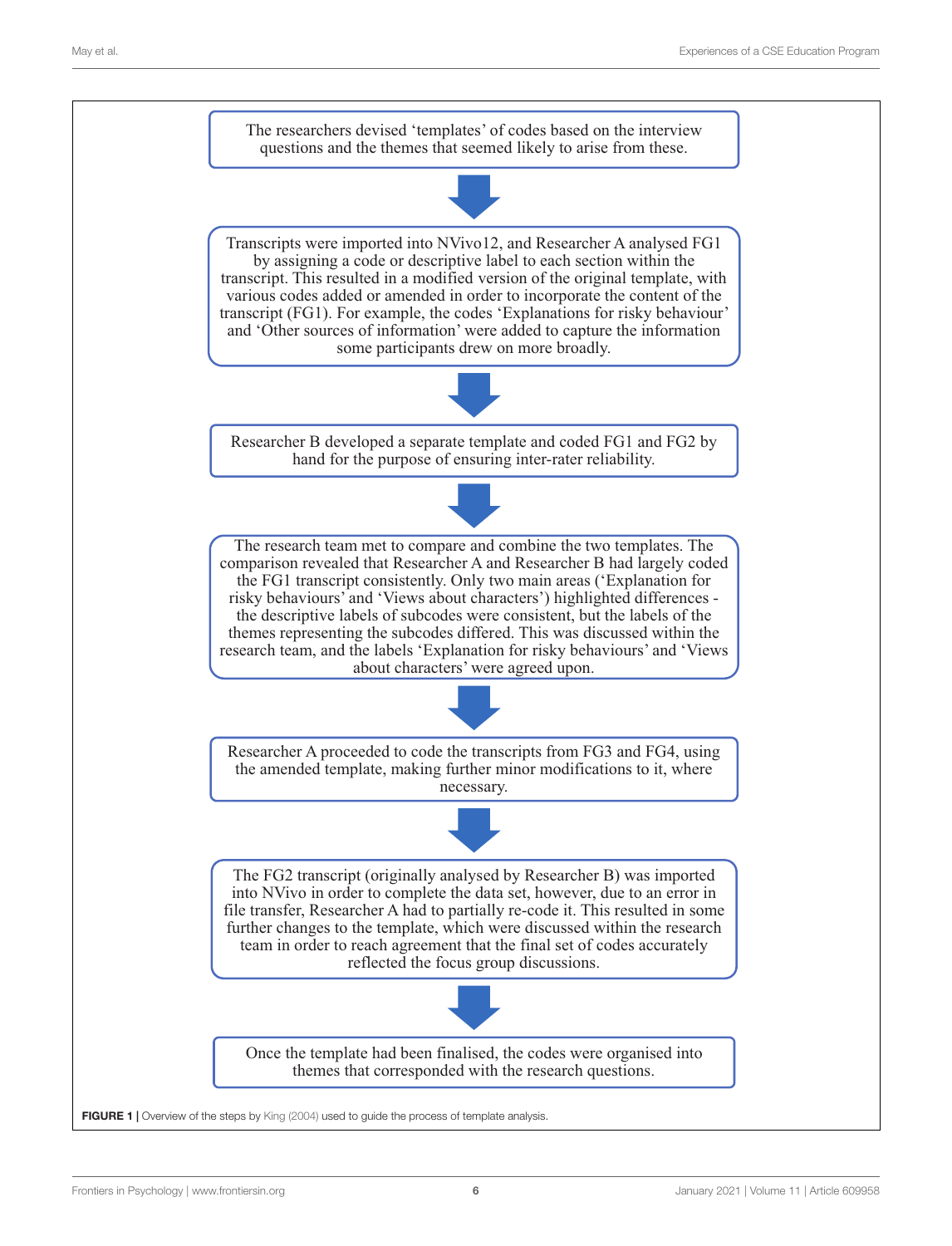The researchers devised 'templates' of codes based on the interview questions and the themes that seemed likely to arise from these.

↓

Transcripts were imported into NVivo12, and Researcher A analysed FG1 by assigning a code or descriptive label to each section within the transcript. This resulted in a modified version of the original template, with various codes added or amended in order to incorporate the content of the transcript (FG1). For example, the codes 'Explanations for risky behaviour' and 'Other sources of information' were added to capture the information some participants drew on more broadly.

↓

Researcher B developed a separate template and coded FG1 and FG2 by hand for the purpose of ensuring inter-rater reliability.

↓

The research team met to compare and combine the two templates. The comparison revealed that Researcher A and Researcher B had largely coded the FG1 transcript consistently. Only two main areas ('Explanation for risky behaviours' and 'Views about characters') highlighted differences - the descriptive labels of subcodes were consistent, but the labels of the themes representing the subcodes differed. This was discussed within the research team, and the labels 'Explanation for risky behaviours' and 'Views about characters' were agreed upon.

↓

Researcher A proceeded to code the transcripts from FG3 and FG4, using the amended template, making further minor modifications to it, where necessary.

↓

The FG2 transcript (originally analysed by Researcher B) was imported into NVivo in order to complete the data set, however, due to an error in file transfer, Researcher A had to partially re-code it. This resulted in some further changes to the template, which were discussed within the research team in order to reach agreement that the final set of codes accurately reflected the focus group discussions.

↓

Once the template had been finalised, the codes were organised into themes that corresponded with the research questions.

**FIGURE 1** | Overview of the steps by King (2004) used to guide the process of template analysis.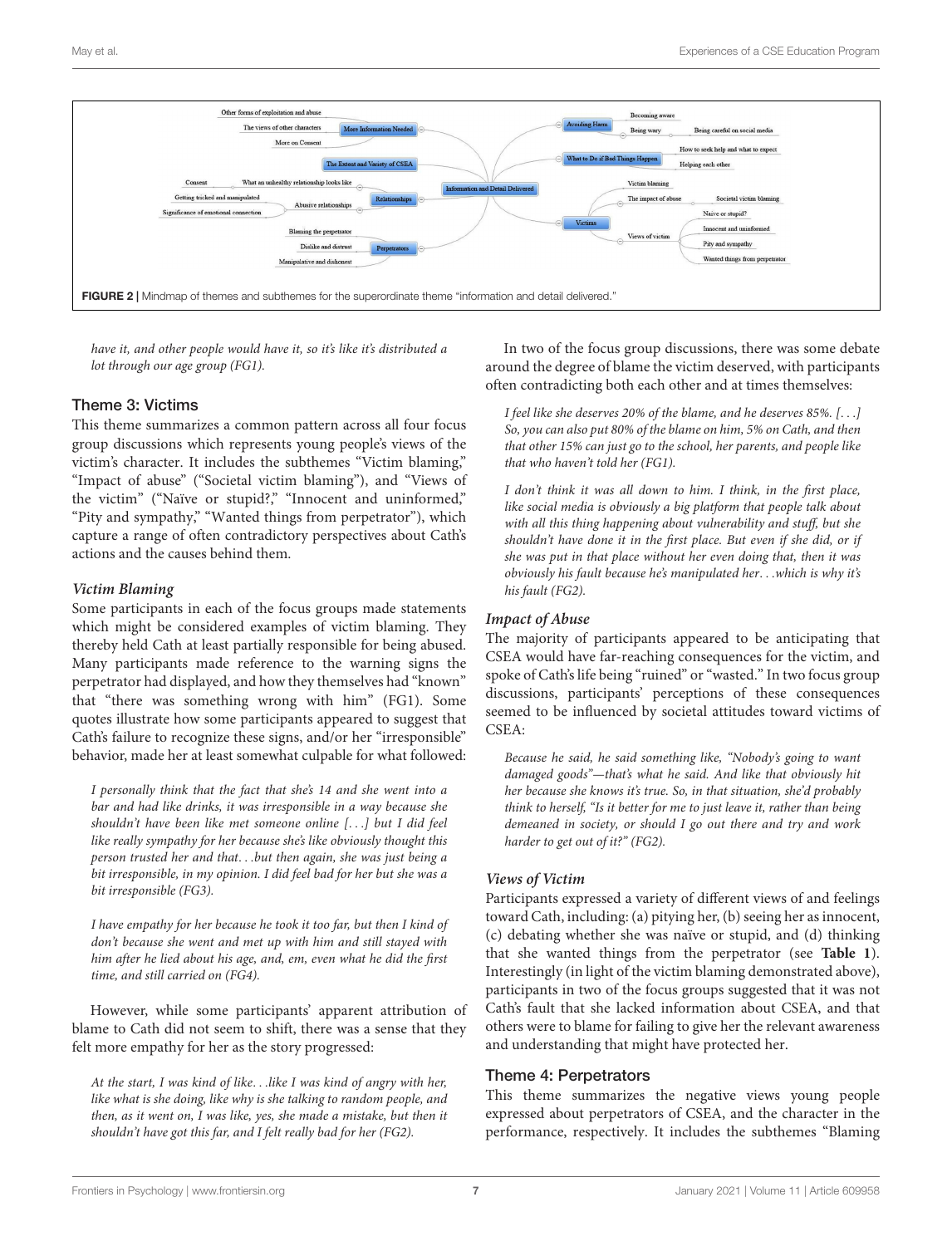FIGURE 2 | Mindmap of themes and subthemes for the superordinate theme "information and detail delivered."

*have it, and other people would have it, so it's like it's distributed a lot through our age group (FG1).*

## Theme 3: Victims

This theme summarizes a common pattern across all four focus group discussions which represents young people's views of the victim's character. It includes the subthemes "Victim blaming," "Impact of abuse" ("Societal victim blaming"), and "Views of the victim" ("Naïve or stupid?," "Innocent and uninformed," "Pity and sympathy," "Wanted things from perpetrator"), which capture a range of often contradictory perspectives about Cath's actions and the causes behind them.

### *Victim Blaming*

Some participants in each of the focus groups made statements which might be considered examples of victim blaming. They thereby held Cath at least partially responsible for being abused. Many participants made reference to the warning signs the perpetrator had displayed, and how they themselves had "known" that "there was something wrong with him" (FG1). Some quotes illustrate how some participants appeared to suggest that Cath's failure to recognize these signs, and/or her "irresponsible" behavior, made her at least somewhat culpable for what followed:

> *I personally think that the fact that she's 14 and she went into a bar and had like drinks, it was irresponsible in a way because she shouldn't have been like met someone online [...] but I did feel like really sympathy for her because she's like obviously thought this person trusted her and that...but then again, she was just being a bit irresponsible, in my opinion. I did feel bad for her but she was a bit irresponsible (FG3).*

> *I have empathy for her because he took it too far, but then I kind of don't because she went and met up with him and still stayed with him after he lied about his age, and, em, even what he did the first time, and still carried on (FG4).*

However, while some participants' apparent attribution of blame to Cath did not seem to shift, there was a sense that they felt more empathy for her as the story progressed:

> *At the start, I was kind of like...like I was kind of angry with her, like what is she doing, like why is she talking to random people, and then, as it went on, I was like, yes, she made a mistake, but then it shouldn't have got this far, and I felt really bad for her (FG2).*

In two of the focus group discussions, there was some debate around the degree of blame the victim deserved, with participants often contradicting both each other and at times themselves:

> *I feel like she deserves 20% of the blame, and he deserves 85%. [...] So, you can also put 80% of the blame on him, 5% on Cath, and then that other 15% can just go to the school, her parents, and people like that who haven't told her (FG1).*

> *I don't think it was all down to him. I think, in the first place, like social media is obviously a big platform that people talk about with all this thing happening about vulnerability and stuff, but she shouldn't have done it in the first place. But even if she did, or if she was put in that place without her even doing that, then it was obviously his fault because he's manipulated her...which is why it's his fault (FG2).*

### *Impact of Abuse*

The majority of participants appeared to be anticipating that CSEA would have far-reaching consequences for the victim, and spoke of Cath's life being "ruined" or "wasted." In two focus group discussions, participants' perceptions of these consequences seemed to be influenced by societal attitudes toward victims of CSEA:

> *Because he said, he said something like, "Nobody's going to want damaged goods"—that's what he said. And like that obviously hit her because she knows it's true. So, in that situation, she'd probably think to herself, "Is it better for me to just leave it, rather than being demeaned in society, or should I go out there and try and work harder to get out of it?" (FG2).*

### *Views of Victim*

Participants expressed a variety of different views of and feelings toward Cath, including: (a) pitying her, (b) seeing her as innocent, (c) debating whether she was naïve or stupid, and (d) thinking that she wanted things from the perpetrator (see **Table 1**). Interestingly (in light of the victim blaming demonstrated above), participants in two of the focus groups suggested that it was not Cath's fault that she lacked information about CSEA, and that others were to blame for failing to give her the relevant awareness and understanding that might have protected her.

## Theme 4: Perpetrators

This theme summarizes the negative views young people expressed about perpetrators of CSEA, and the character in the performance, respectively. It includes the subthemes "Blaming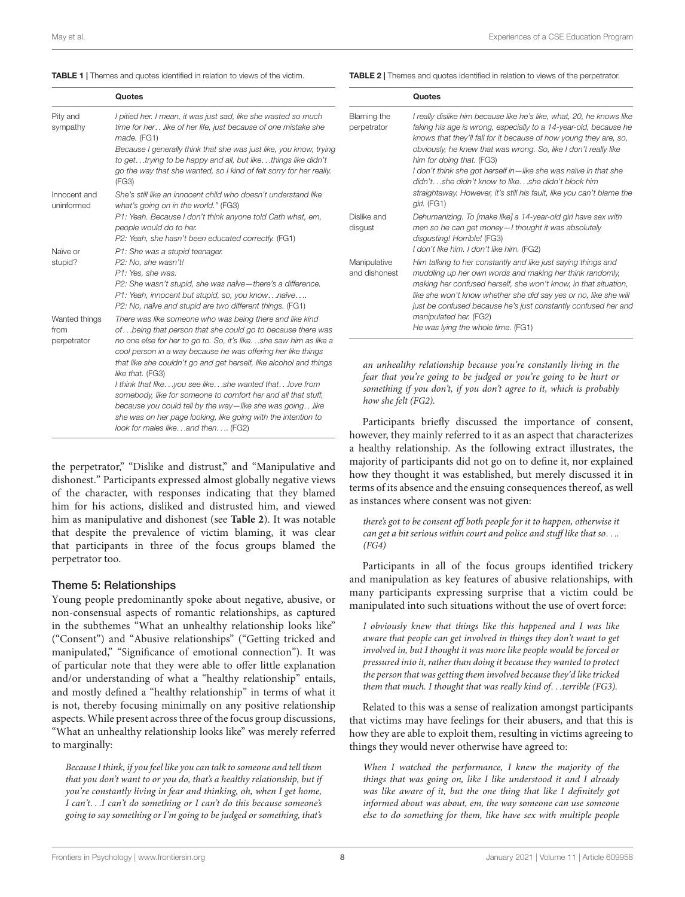**TABLE 1 |** Themes and quotes identified in relation to views of the victim.

| | Quotes |
|---|---|
| Pity and sympathy | *I pitied her. I mean, it was just sad, like she wasted so much time for her. . .like of her life, just because of one mistake she made.* (FG1)<br>*Because I generally think that she was just like, you know, trying to get. . .trying to be happy and all, but like. . .things like didn't go the way that she wanted, so I kind of felt sorry for her really.* (FG3) |
| Innocent and uninformed | *She's still like an innocent child who doesn't understand like what's going on in the world."* (FG3)<br>*P1: Yeah. Because I don't think anyone told Cath what, em, people would do to her.*<br>*P2: Yeah, she hasn't been educated correctly.* (FG1) |
| Naïve or stupid? | *P1: She was a stupid teenager.*<br>*P2: No, she wasn't!*<br>*P1: Yes, she was.*<br>*P2: She wasn't stupid, she was naïve—there's a difference.*<br>*P1: Yeah, innocent but stupid, so, you know. . .naïve. . ..*<br>*P2: No, naïve and stupid are two different things.* (FG1) |
| Wanted things from perpetrator | *There was like someone who was being there and like kind of. . .being that person that she could go to because there was no one else for her to go to. So, it's like. . .she saw him as like a cool person in a way because he was offering her like things that like she couldn't go and get herself, like alcohol and things like that.* (FG3)<br>*I think that like. . .you see like. . .she wanted that. . .love from somebody, like for someone to comfort her and all that stuff, because you could tell by the way—like she was going. . .like she was on her page looking, like going with the intention to look for males like. . .and then. . ..* (FG2) |

**TABLE 2 |** Themes and quotes identified in relation to views of the perpetrator.

| | Quotes |
|---|---|
| Blaming the perpetrator | *I really dislike him because like he's like, what, 20, he knows like faking his age is wrong, especially to a 14-year-old, because he knows that they'll fall for it because of how young they are, so, obviously, he knew that was wrong. So, like I don't really like him for doing that.* (FG3)<br>*I don't think she got herself in—like she was naïve in that she didn't. . .she didn't know to like. . .she didn't block him straightaway. However, it's still his fault, like you can't blame the girl.* (FG1) |
| Dislike and disgust | *Dehumanizing. To [make like] a 14-year-old girl have sex with men so he can get money—I thought it was absolutely disgusting! Horrible!* (FG3)<br>*I don't like him. I don't like him.* (FG2) |
| Manipulative and dishonest | *Him talking to her constantly and like just saying things and muddling up her own words and making her think randomly, making her confused herself, she won't know, in that situation, like she won't know whether she did say yes or no, like she will just be confused because he's just constantly confused her and manipulated her.* (FG2)<br>*He was lying the whole time.* (FG1) |

the perpetrator," "Dislike and distrust," and "Manipulative and dishonest." Participants expressed almost globally negative views of the character, with responses indicating that they blamed him for his actions, disliked and distrusted him, and viewed him as manipulative and dishonest (see **Table 2**). It was notable that despite the prevalence of victim blaming, it was clear that participants in three of the focus groups blamed the perpetrator too.

### Theme 5: Relationships

Young people predominantly spoke about negative, abusive, or non-consensual aspects of romantic relationships, as captured in the subthemes "What an unhealthy relationship looks like" ("Consent") and "Abusive relationships" ("Getting tricked and manipulated," "Significance of emotional connection"). It was of particular note that they were able to offer little explanation and/or understanding of what a "healthy relationship" entails, and mostly defined a "healthy relationship" in terms of what it is not, thereby focusing minimally on any positive relationship aspects. While present across three of the focus group discussions, "What an unhealthy relationship looks like" was merely referred to marginally:

> *Because I think, if you feel like you can talk to someone and tell them that you don't want to or you do, that's a healthy relationship, but if you're constantly living in fear and thinking, oh, when I get home, I can't. . .I can't do something or I can't do this because someone's going to say something or I'm going to be judged or something, that's an unhealthy relationship because you're constantly living in the fear that you're going to be judged or you're going to be hurt or something if you don't, if you don't agree to it, which is probably how she felt (FG2).*

Participants briefly discussed the importance of consent, however, they mainly referred to it as an aspect that characterizes a healthy relationship. As the following extract illustrates, the majority of participants did not go on to define it, nor explained how they thought it was established, but merely discussed it in terms of its absence and the ensuing consequences thereof, as well as instances where consent was not given:

> *there's got to be consent off both people for it to happen, otherwise it can get a bit serious within court and police and stuff like that so. . .. (FG4)*

Participants in all of the focus groups identified trickery and manipulation as key features of abusive relationships, with many participants expressing surprise that a victim could be manipulated into such situations without the use of overt force:

> *I obviously knew that things like this happened and I was like aware that people can get involved in things they don't want to get involved in, but I thought it was more like people would be forced or pressured into it, rather than doing it because they wanted to protect the person that was getting them involved because they'd like tricked them that much. I thought that was really kind of. . .terrible (FG3).*

Related to this was a sense of realization amongst participants that victims may have feelings for their abusers, and that this is how they are able to exploit them, resulting in victims agreeing to things they would never otherwise have agreed to:

> *When I watched the performance, I knew the majority of the things that was going on, like I like understood it and I already was like aware of it, but the one thing that like I definitely got informed about was about, em, the way someone can use someone else to do something for them, like have sex with multiple people*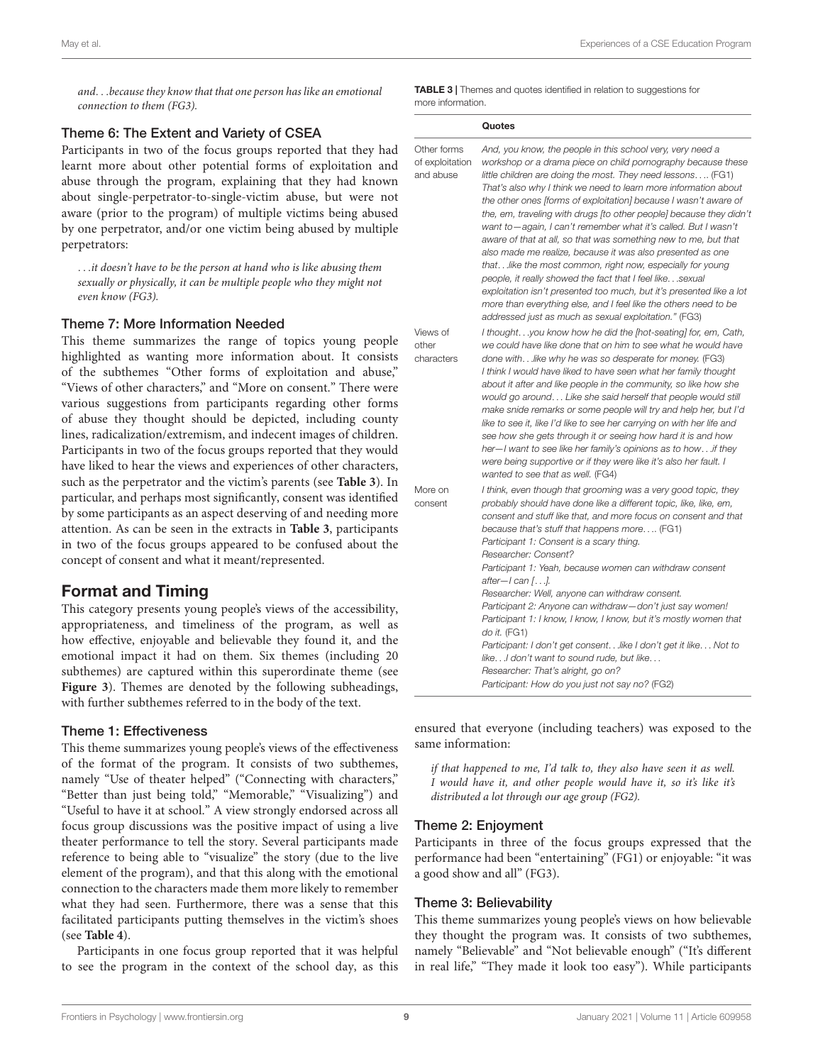*and. . .because they know that that one person has like an emotional connection to them (FG3).*

### Theme 6: The Extent and Variety of CSEA

Participants in two of the focus groups reported that they had learnt more about other potential forms of exploitation and abuse through the program, explaining that they had known about single-perpetrator-to-single-victim abuse, but were not aware (prior to the program) of multiple victims being abused by one perpetrator, and/or one victim being abused by multiple perpetrators:

*. . .it doesn't have to be the person at hand who is like abusing them sexually or physically, it can be multiple people who they might not even know (FG3).*

### Theme 7: More Information Needed

This theme summarizes the range of topics young people highlighted as wanting more information about. It consists of the subthemes "Other forms of exploitation and abuse," "Views of other characters," and "More on consent." There were various suggestions from participants regarding other forms of abuse they thought should be depicted, including county lines, radicalization/extremism, and indecent images of children. Participants in two of the focus groups reported that they would have liked to hear the views and experiences of other characters, such as the perpetrator and the victim's parents (see **Table 3**). In particular, and perhaps most significantly, consent was identified by some participants as an aspect deserving of and needing more attention. As can be seen in the extracts in **Table 3**, participants in two of the focus groups appeared to be confused about the concept of consent and what it meant/represented.

**TABLE 3** | Themes and quotes identified in relation to suggestions for more information.

| | Quotes |
|---|---|
| Other forms of exploitation and abuse | *And, you know, the people in this school very, very need a workshop or a drama piece on child pornography because these little children are doing the most. They need lessons. . ..* (FG1)<br>*That's also why I think we need to learn more information about the other ones [forms of exploitation] because I wasn't aware of the, em, traveling with drugs [to other people] because they didn't want to—again, I can't remember what it's called. But I wasn't aware of that at all, so that was something new to me, but that also made me realize, because it was also presented as one that. . .like the most common, right now, especially for young people, it really showed the fact that I feel like. . .sexual exploitation isn't presented too much, but it's presented like a lot more than everything else, and I feel like the others need to be addressed just as much as sexual exploitation."* (FG3) |
| Views of other characters | *I thought. . .you know how he did the [hot-seating] for, em, Cath, we could have like done that on him to see what he would have done with. . .like why he was so desperate for money.* (FG3)<br>*I think I would have liked to have seen what her family thought about it after and like people in the community, so like how she would go around. . . Like she said herself that people would still make snide remarks or some people will try and help her, but I'd like to see it, like I'd like to see her carrying on with her life and see how she gets through it or seeing how hard it is and how her—I want to see like her family's opinions as to how. . .if they were being supportive or if they were like it's also her fault. I wanted to see that as well.* (FG4) |
| More on consent | *I think, even though that grooming was a very good topic, they probably should have done like a different topic, like, like, em, consent and stuff like that, and more focus on consent and that because that's stuff that happens more. . ..* (FG1)<br>*Participant 1: Consent is a scary thing.*<br>*Researcher: Consent?*<br>*Participant 1: Yeah, because women can withdraw consent after—I can [. . .].*<br>*Researcher: Well, anyone can withdraw consent.*<br>*Participant 2: Anyone can withdraw—don't just say women!*<br>*Participant 1: I know, I know, I know, but it's mostly women that do it.* (FG1)<br>*Participant: I don't get consent. . .like I don't get it like. . . Not to like. . .I don't want to sound rude, but like. . .*<br>*Researcher: That's alright, go on?*<br>*Participant: How do you just not say no?* (FG2) |

## Format and Timing

This category presents young people's views of the accessibility, appropriateness, and timeliness of the program, as well as how effective, enjoyable and believable they found it, and the emotional impact it had on them. Six themes (including 20 subthemes) are captured within this superordinate theme (see **Figure 3**). Themes are denoted by the following subheadings, with further subthemes referred to in the body of the text.

### Theme 1: Effectiveness

This theme summarizes young people's views of the effectiveness of the format of the program. It consists of two subthemes, namely "Use of theater helped" ("Connecting with characters," "Better than just being told," "Memorable," "Visualizing") and "Useful to have it at school." A view strongly endorsed across all focus group discussions was the positive impact of using a live theater performance to tell the story. Several participants made reference to being able to "visualize" the story (due to the live element of the program), and that this along with the emotional connection to the characters made them more likely to remember what they had seen. Furthermore, there was a sense that this facilitated participants putting themselves in the victim's shoes (see **Table 4**).

Participants in one focus group reported that it was helpful to see the program in the context of the school day, as this ensured that everyone (including teachers) was exposed to the same information:

*if that happened to me, I'd talk to, they also have seen it as well. I would have it, and other people would have it, so it's like it's distributed a lot through our age group (FG2).*

### Theme 2: Enjoyment

Participants in three of the focus groups expressed that the performance had been "entertaining" (FG1) or enjoyable: "it was a good show and all" (FG3).

### Theme 3: Believability

This theme summarizes young people's views on how believable they thought the program was. It consists of two subthemes, namely "Believable" and "Not believable enough" ("It's different in real life," "They made it look too easy"). While participants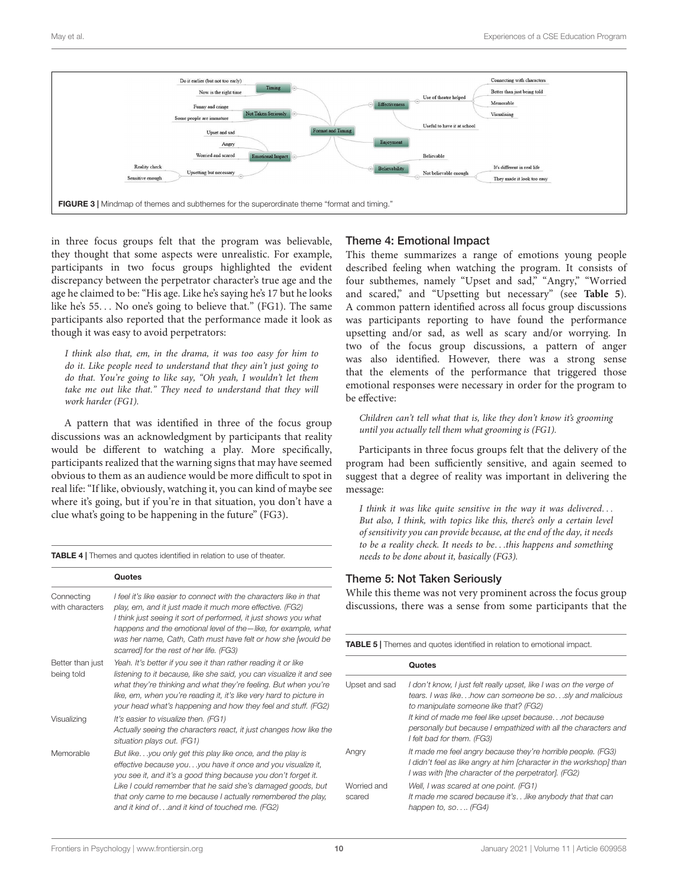FIGURE 3 | Mindmap of themes and subthemes for the superordinate theme "format and timing."

in three focus groups felt that the program was believable, they thought that some aspects were unrealistic. For example, participants in two focus groups highlighted the evident discrepancy between the perpetrator character's true age and the age he claimed to be: "His age. Like he's saying he's 17 but he looks like he's 55. . . No one's going to believe that." (FG1). The same participants also reported that the performance made it look as though it was easy to avoid perpetrators:

*I think also that, em, in the drama, it was too easy for him to do it. Like people need to understand that they ain't just going to do that. You're going to like say, "Oh yeah, I wouldn't let them take me out like that." They need to understand that they will work harder (FG1).*

A pattern that was identified in three of the focus group discussions was an acknowledgment by participants that reality would be different to watching a play. More specifically, participants realized that the warning signs that may have seemed obvious to them as an audience would be more difficult to spot in real life: "If like, obviously, watching it, you can kind of maybe see where it's going, but if you're in that situation, you don't have a clue what's going to be happening in the future" (FG3).

**TABLE 4 |** Themes and quotes identified in relation to use of theater.

| | Quotes |
|---|---|
| Connecting with characters | *I feel it's like easier to connect with the characters like in that play, em, and it just made it much more effective. (FG2)* *I think just seeing it sort of performed, it just shows you what happens and the emotional level of the—like, for example, what was her name, Cath, Cath must have felt or how she [would be scarred] for the rest of her life. (FG3)* |
| Better than just being told | *Yeah. It's better if you see it than rather reading it or like listening to it because, like she said, you can visualize it and see what they're thinking and what they're feeling. But when you're like, em, when you're reading it, it's like very hard to picture in your head what's happening and how they feel and stuff. (FG2)* |
| Visualizing | *It's easier to visualize then. (FG1)* *Actually seeing the characters react, it just changes how like the situation plays out. (FG1)* |
| Memorable | *But like. . .you only get this play like once, and the play is effective because you. . .you have it once and you visualize it, you see it, and it's a good thing because you don't forget it.* *Like I could remember that he said she's damaged goods, but that only came to me because I actually remembered the play, and it kind of. . .and it kind of touched me. (FG2)* |

### Theme 4: Emotional Impact

This theme summarizes a range of emotions young people described feeling when watching the program. It consists of four subthemes, namely "Upset and sad," "Angry," "Worried and scared," and "Upsetting but necessary" (see **Table 5**). A common pattern identified across all focus group discussions was participants reporting to have found the performance upsetting and/or sad, as well as scary and/or worrying. In two of the focus group discussions, a pattern of anger was also identified. However, there was a strong sense that the elements of the performance that triggered those emotional responses were necessary in order for the program to be effective:

*Children can't tell what that is, like they don't know it's grooming until you actually tell them what grooming is (FG1).*

Participants in three focus groups felt that the delivery of the program had been sufficiently sensitive, and again seemed to suggest that a degree of reality was important in delivering the message:

*I think it was like quite sensitive in the way it was delivered. . . But also, I think, with topics like this, there's only a certain level of sensitivity you can provide because, at the end of the day, it needs to be a reality check. It needs to be. . .this happens and something needs to be done about it, basically (FG3).*

### Theme 5: Not Taken Seriously

While this theme was not very prominent across the focus group discussions, there was a sense from some participants that the

**TABLE 5 |** Themes and quotes identified in relation to emotional impact.

| | Quotes |
|---|---|
| Upset and sad | *I don't know, I just felt really upset, like I was on the verge of tears. I was like. . .how can someone be so. . .sly and malicious to manipulate someone like that? (FG2)* *It kind of made me feel like upset because. . .not because personally but because I empathized with all the characters and I felt bad for them. (FG3)* |
| Angry | *It made me feel angry because they're horrible people. (FG3)* *I didn't feel as like angry at him [character in the workshop] than I was with [the character of the perpetrator]. (FG2)* |
| Worried and scared | *Well, I was scared at one point. (FG1)* *It made me scared because it's. . .like anybody that that can happen to, so. . .. (FG4)* |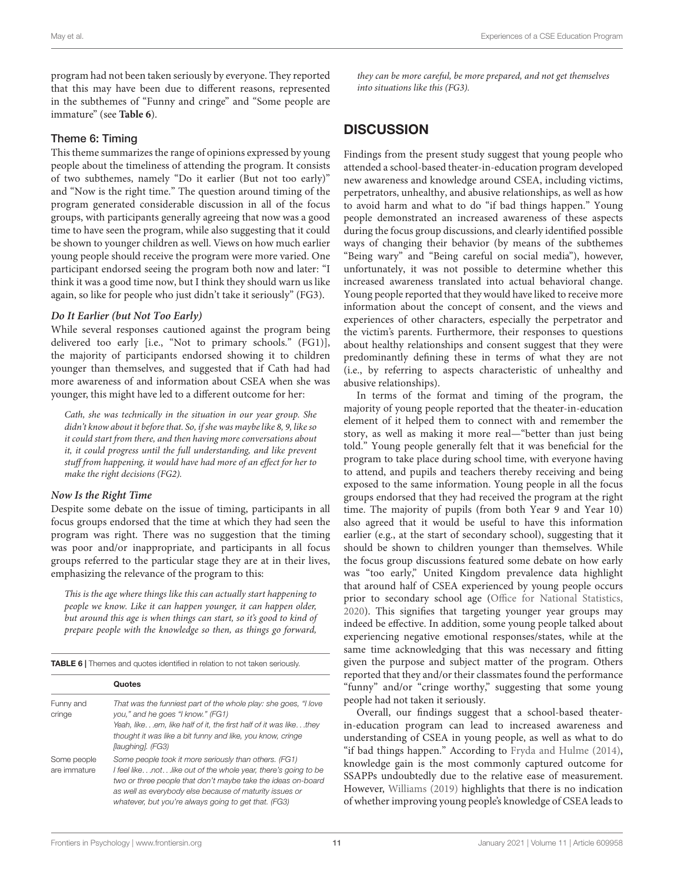program had not been taken seriously by everyone. They reported that this may have been due to different reasons, represented in the subthemes of "Funny and cringe" and "Some people are immature" (see **Table 6**).

### Theme 6: Timing

This theme summarizes the range of opinions expressed by young people about the timeliness of attending the program. It consists of two subthemes, namely "Do it earlier (But not too early)" and "Now is the right time." The question around timing of the program generated considerable discussion in all of the focus groups, with participants generally agreeing that now was a good time to have seen the program, while also suggesting that it could be shown to younger children as well. Views on how much earlier young people should receive the program were more varied. One participant endorsed seeing the program both now and later: "I think it was a good time now, but I think they should warn us like again, so like for people who just didn't take it seriously" (FG3).

#### *Do It Earlier (but Not Too Early)*

While several responses cautioned against the program being delivered too early [i.e., "Not to primary schools." (FG1)], the majority of participants endorsed showing it to children younger than themselves, and suggested that if Cath had had more awareness of and information about CSEA when she was younger, this might have led to a different outcome for her:

> *Cath, she was technically in the situation in our year group. She didn't know about it before that. So, if she was maybe like 8, 9, like so it could start from there, and then having more conversations about it, it could progress until the full understanding, and like prevent stuff from happening, it would have had more of an effect for her to make the right decisions (FG2).*

#### *Now Is the Right Time*

Despite some debate on the issue of timing, participants in all focus groups endorsed that the time at which they had seen the program was right. There was no suggestion that the timing was poor and/or inappropriate, and participants in all focus groups referred to the particular stage they are at in their lives, emphasizing the relevance of the program to this:

> *This is the age where things like this can actually start happening to people we know. Like it can happen younger, it can happen older, but around this age is when things can start, so it's good to kind of prepare people with the knowledge so then, as things go forward, they can be more careful, be more prepared, and not get themselves into situations like this (FG3).*

**TABLE 6** | Themes and quotes identified in relation to not taken seriously.

| | Quotes |
|---|---|
| Funny and cringe | *That was the funniest part of the whole play: she goes, "I love you," and he goes "I know." (FG1)*<br>*Yeah, like...em, like half of it, the first half of it was like...they thought it was like a bit funny and like, you know, cringe [laughing]. (FG3)* |
| Some people are immature | *Some people took it more seriously than others. (FG1)*<br>*I feel like...not...like out of the whole year, there's going to be two or three people that don't maybe take the ideas on-board as well as everybody else because of maturity issues or whatever, but you're always going to get that. (FG3)* |

## DISCUSSION

Findings from the present study suggest that young people who attended a school-based theater-in-education program developed new awareness and knowledge around CSEA, including victims, perpetrators, unhealthy, and abusive relationships, as well as how to avoid harm and what to do "if bad things happen." Young people demonstrated an increased awareness of these aspects during the focus group discussions, and clearly identified possible ways of changing their behavior (by means of the subthemes "Being wary" and "Being careful on social media"), however, unfortunately, it was not possible to determine whether this increased awareness translated into actual behavioral change. Young people reported that they would have liked to receive more information about the concept of consent, and the views and experiences of other characters, especially the perpetrator and the victim's parents. Furthermore, their responses to questions about healthy relationships and consent suggest that they were predominantly defining these in terms of what they are not (i.e., by referring to aspects characteristic of unhealthy and abusive relationships).

In terms of the format and timing of the program, the majority of young people reported that the theater-in-education element of it helped them to connect with and remember the story, as well as making it more real—"better than just being told." Young people generally felt that it was beneficial for the program to take place during school time, with everyone having to attend, and pupils and teachers thereby receiving and being exposed to the same information. Young people in all the focus groups endorsed that they had received the program at the right time. The majority of pupils (from both Year 9 and Year 10) also agreed that it would be useful to have this information earlier (e.g., at the start of secondary school), suggesting that it should be shown to children younger than themselves. While the focus group discussions featured some debate on how early was "too early," United Kingdom prevalence data highlight that around half of CSEA experienced by young people occurs prior to secondary school age (Office for National Statistics, 2020). This signifies that targeting younger year groups may indeed be effective. In addition, some young people talked about experiencing negative emotional responses/states, while at the same time acknowledging that this was necessary and fitting given the purpose and subject matter of the program. Others reported that they and/or their classmates found the performance "funny" and/or "cringe worthy," suggesting that some young people had not taken it seriously.

Overall, our findings suggest that a school-based theater-in-education program can lead to increased awareness and understanding of CSEA in young people, as well as what to do "if bad things happen." According to Fryda and Hulme (2014), knowledge gain is the most commonly captured outcome for SSAPPs undoubtedly due to the relative ease of measurement. However, Williams (2019) highlights that there is no indication of whether improving young people's knowledge of CSEA leads to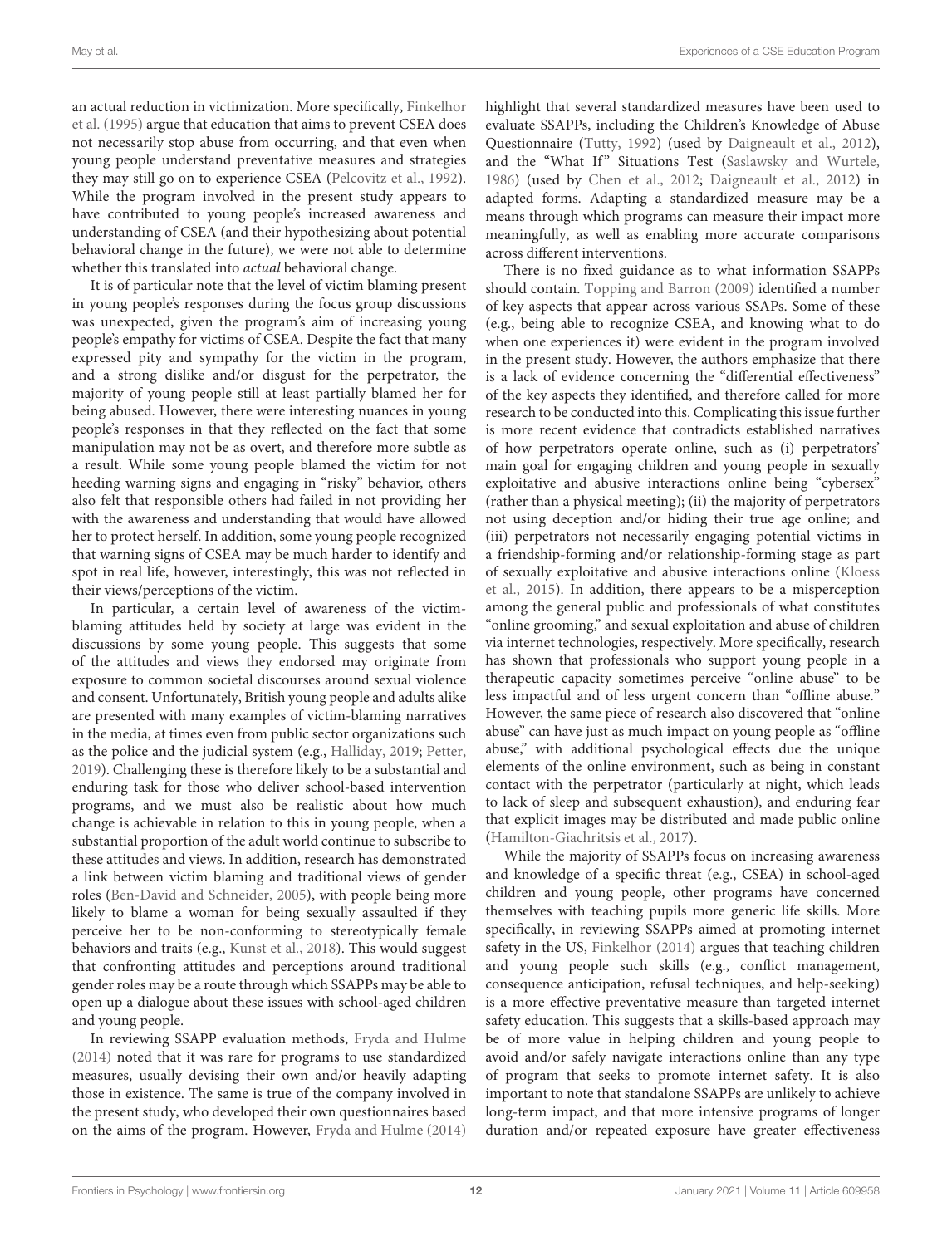an actual reduction in victimization. More specifically, Finkelhor et al. (1995) argue that education that aims to prevent CSEA does not necessarily stop abuse from occurring, and that even when young people understand preventative measures and strategies they may still go on to experience CSEA (Pelcovitz et al., 1992). While the program involved in the present study appears to have contributed to young people's increased awareness and understanding of CSEA (and their hypothesizing about potential behavioral change in the future), we were not able to determine whether this translated into *actual* behavioral change.

It is of particular note that the level of victim blaming present in young people's responses during the focus group discussions was unexpected, given the program's aim of increasing young people's empathy for victims of CSEA. Despite the fact that many expressed pity and sympathy for the victim in the program, and a strong dislike and/or disgust for the perpetrator, the majority of young people still at least partially blamed her for being abused. However, there were interesting nuances in young people's responses in that they reflected on the fact that some manipulation may not be as overt, and therefore more subtle as a result. While some young people blamed the victim for not heeding warning signs and engaging in "risky" behavior, others also felt that responsible others had failed in not providing her with the awareness and understanding that would have allowed her to protect herself. In addition, some young people recognized that warning signs of CSEA may be much harder to identify and spot in real life, however, interestingly, this was not reflected in their views/perceptions of the victim.

In particular, a certain level of awareness of the victim-blaming attitudes held by society at large was evident in the discussions by some young people. This suggests that some of the attitudes and views they endorsed may originate from exposure to common societal discourses around sexual violence and consent. Unfortunately, British young people and adults alike are presented with many examples of victim-blaming narratives in the media, at times even from public sector organizations such as the police and the judicial system (e.g., Halliday, 2019; Petter, 2019). Challenging these is therefore likely to be a substantial and enduring task for those who deliver school-based intervention programs, and we must also be realistic about how much change is achievable in relation to this in young people, when a substantial proportion of the adult world continue to subscribe to these attitudes and views. In addition, research has demonstrated a link between victim blaming and traditional views of gender roles (Ben-David and Schneider, 2005), with people being more likely to blame a woman for being sexually assaulted if they perceive her to be non-conforming to stereotypically female behaviors and traits (e.g., Kunst et al., 2018). This would suggest that confronting attitudes and perceptions around traditional gender roles may be a route through which SSAPPs may be able to open up a dialogue about these issues with school-aged children and young people.

In reviewing SSAPP evaluation methods, Fryda and Hulme (2014) noted that it was rare for programs to use standardized measures, usually devising their own and/or heavily adapting those in existence. The same is true of the company involved in the present study, who developed their own questionnaires based on the aims of the program. However, Fryda and Hulme (2014) highlight that several standardized measures have been used to evaluate SSAPPs, including the Children's Knowledge of Abuse Questionnaire (Tutty, 1992) (used by Daigneault et al., 2012), and the "What If" Situations Test (Saslawsky and Wurtele, 1986) (used by Chen et al., 2012; Daigneault et al., 2012) in adapted forms. Adapting a standardized measure may be a means through which programs can measure their impact more meaningfully, as well as enabling more accurate comparisons across different interventions.

There is no fixed guidance as to what information SSAPPs should contain. Topping and Barron (2009) identified a number of key aspects that appear across various SSAPs. Some of these (e.g., being able to recognize CSEA, and knowing what to do when one experiences it) were evident in the program involved in the present study. However, the authors emphasize that there is a lack of evidence concerning the "differential effectiveness" of the key aspects they identified, and therefore called for more research to be conducted into this. Complicating this issue further is more recent evidence that contradicts established narratives of how perpetrators operate online, such as (i) perpetrators' main goal for engaging children and young people in sexually exploitative and abusive interactions online being "cybersex" (rather than a physical meeting); (ii) the majority of perpetrators not using deception and/or hiding their true age online; and (iii) perpetrators not necessarily engaging potential victims in a friendship-forming and/or relationship-forming stage as part of sexually exploitative and abusive interactions online (Kloess et al., 2015). In addition, there appears to be a misperception among the general public and professionals of what constitutes "online grooming," and sexual exploitation and abuse of children via internet technologies, respectively. More specifically, research has shown that professionals who support young people in a therapeutic capacity sometimes perceive "online abuse" to be less impactful and of less urgent concern than "offline abuse." However, the same piece of research also discovered that "online abuse" can have just as much impact on young people as "offline abuse," with additional psychological effects due the unique elements of the online environment, such as being in constant contact with the perpetrator (particularly at night, which leads to lack of sleep and subsequent exhaustion), and enduring fear that explicit images may be distributed and made public online (Hamilton-Giachritsis et al., 2017).

While the majority of SSAPPs focus on increasing awareness and knowledge of a specific threat (e.g., CSEA) in school-aged children and young people, other programs have concerned themselves with teaching pupils more generic life skills. More specifically, in reviewing SSAPPs aimed at promoting internet safety in the US, Finkelhor (2014) argues that teaching children and young people such skills (e.g., conflict management, consequence anticipation, refusal techniques, and help-seeking) is a more effective preventative measure than targeted internet safety education. This suggests that a skills-based approach may be of more value in helping children and young people to avoid and/or safely navigate interactions online than any type of program that seeks to promote internet safety. It is also important to note that standalone SSAPPs are unlikely to achieve long-term impact, and that more intensive programs of longer duration and/or repeated exposure have greater effectiveness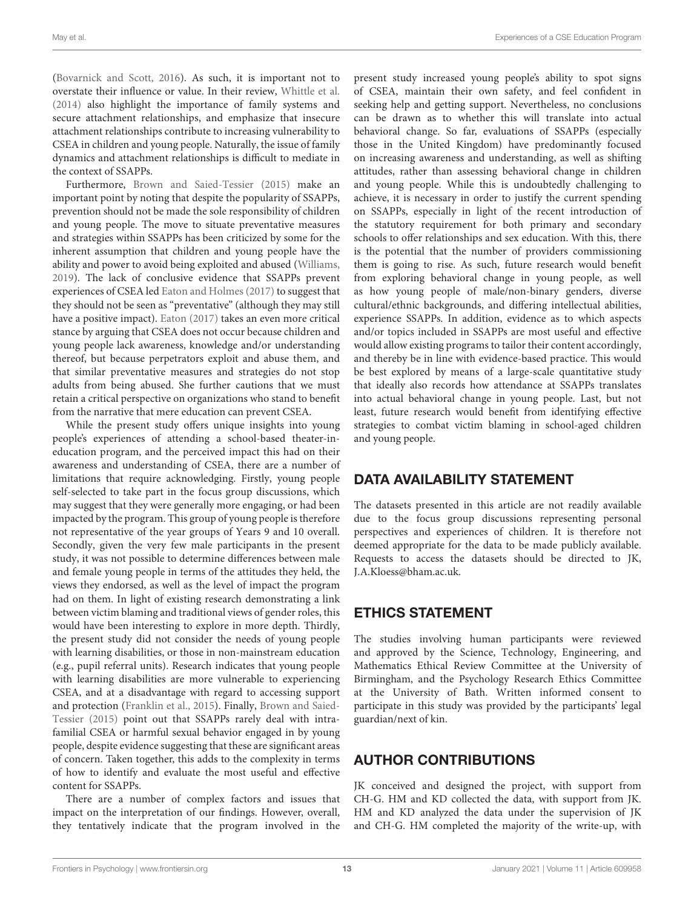(Bovarnick and Scott, 2016). As such, it is important not to overstate their influence or value. In their review, Whittle et al. (2014) also highlight the importance of family systems and secure attachment relationships, and emphasize that insecure attachment relationships contribute to increasing vulnerability to CSEA in children and young people. Naturally, the issue of family dynamics and attachment relationships is difficult to mediate in the context of SSAPPs.

Furthermore, Brown and Saied-Tessier (2015) make an important point by noting that despite the popularity of SSAPPs, prevention should not be made the sole responsibility of children and young people. The move to situate preventative measures and strategies within SSAPPs has been criticized by some for the inherent assumption that children and young people have the ability and power to avoid being exploited and abused (Williams, 2019). The lack of conclusive evidence that SSAPPs prevent experiences of CSEA led Eaton and Holmes (2017) to suggest that they should not be seen as "preventative" (although they may still have a positive impact). Eaton (2017) takes an even more critical stance by arguing that CSEA does not occur because children and young people lack awareness, knowledge and/or understanding thereof, but because perpetrators exploit and abuse them, and that similar preventative measures and strategies do not stop adults from being abused. She further cautions that we must retain a critical perspective on organizations who stand to benefit from the narrative that mere education can prevent CSEA.

While the present study offers unique insights into young people's experiences of attending a school-based theater-in-education program, and the perceived impact this had on their awareness and understanding of CSEA, there are a number of limitations that require acknowledging. Firstly, young people self-selected to take part in the focus group discussions, which may suggest that they were generally more engaging, or had been impacted by the program. This group of young people is therefore not representative of the year groups of Years 9 and 10 overall. Secondly, given the very few male participants in the present study, it was not possible to determine differences between male and female young people in terms of the attitudes they held, the views they endorsed, as well as the level of impact the program had on them. In light of existing research demonstrating a link between victim blaming and traditional views of gender roles, this would have been interesting to explore in more depth. Thirdly, the present study did not consider the needs of young people with learning disabilities, or those in non-mainstream education (e.g., pupil referral units). Research indicates that young people with learning disabilities are more vulnerable to experiencing CSEA, and at a disadvantage with regard to accessing support and protection (Franklin et al., 2015). Finally, Brown and Saied-Tessier (2015) point out that SSAPPs rarely deal with intra-familial CSEA or harmful sexual behavior engaged in by young people, despite evidence suggesting that these are significant areas of concern. Taken together, this adds to the complexity in terms of how to identify and evaluate the most useful and effective content for SSAPPs.

There are a number of complex factors and issues that impact on the interpretation of our findings. However, overall, they tentatively indicate that the program involved in the present study increased young people's ability to spot signs of CSEA, maintain their own safety, and feel confident in seeking help and getting support. Nevertheless, no conclusions can be drawn as to whether this will translate into actual behavioral change. So far, evaluations of SSAPPs (especially those in the United Kingdom) have predominantly focused on increasing awareness and understanding, as well as shifting attitudes, rather than assessing behavioral change in children and young people. While this is undoubtedly challenging to achieve, it is necessary in order to justify the current spending on SSAPPs, especially in light of the recent introduction of the statutory requirement for both primary and secondary schools to offer relationships and sex education. With this, there is the potential that the number of providers commissioning them is going to rise. As such, future research would benefit from exploring behavioral change in young people, as well as how young people of male/non-binary genders, diverse cultural/ethnic backgrounds, and differing intellectual abilities, experience SSAPPs. In addition, evidence as to which aspects and/or topics included in SSAPPs are most useful and effective would allow existing programs to tailor their content accordingly, and thereby be in line with evidence-based practice. This would be best explored by means of a large-scale quantitative study that ideally also records how attendance at SSAPPs translates into actual behavioral change in young people. Last, but not least, future research would benefit from identifying effective strategies to combat victim blaming in school-aged children and young people.

## DATA AVAILABILITY STATEMENT

The datasets presented in this article are not readily available due to the focus group discussions representing personal perspectives and experiences of children. It is therefore not deemed appropriate for the data to be made publicly available. Requests to access the datasets should be directed to JK, J.A.Kloess@bham.ac.uk.

## ETHICS STATEMENT

The studies involving human participants were reviewed and approved by the Science, Technology, Engineering, and Mathematics Ethical Review Committee at the University of Birmingham, and the Psychology Research Ethics Committee at the University of Bath. Written informed consent to participate in this study was provided by the participants' legal guardian/next of kin.

## AUTHOR CONTRIBUTIONS

JK conceived and designed the project, with support from CH-G. HM and KD collected the data, with support from JK. HM and KD analyzed the data under the supervision of JK and CH-G. HM completed the majority of the write-up, with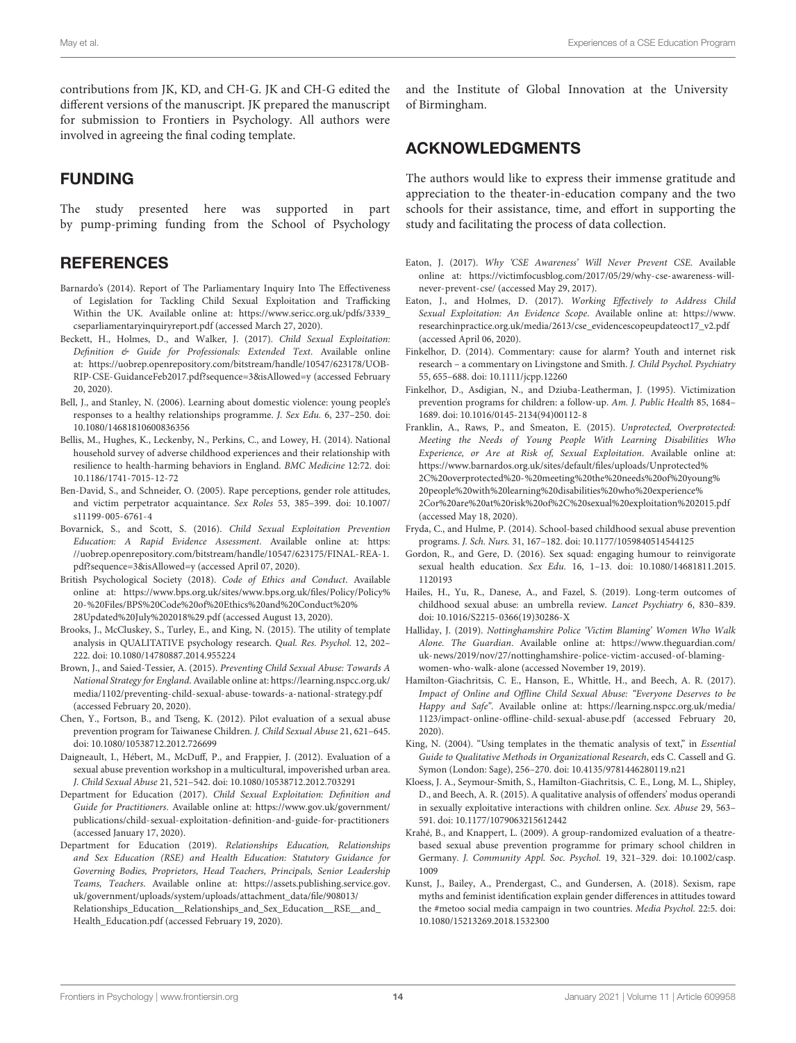contributions from JK, KD, and CH-G. JK and CH-G edited the different versions of the manuscript. JK prepared the manuscript for submission to Frontiers in Psychology. All authors were involved in agreeing the final coding template.

## FUNDING

The study presented here was supported in part by pump-priming funding from the School of Psychology and the Institute of Global Innovation at the University of Birmingham.

## ACKNOWLEDGMENTS

The authors would like to express their immense gratitude and appreciation to the theater-in-education company and the two schools for their assistance, time, and effort in supporting the study and facilitating the process of data collection.

## REFERENCES

Barnardo's (2014). Report of The Parliamentary Inquiry Into The Effectiveness of Legislation for Tackling Child Sexual Exploitation and Trafficking Within the UK. Available online at: https://www.sericc.org.uk/pdfs/3339_cseparliamentaryinquiryreport.pdf (accessed March 27, 2020).

Beckett, H., Holmes, D., and Walker, J. (2017). *Child Sexual Exploitation: Definition & Guide for Professionals: Extended Text*. Available online at: https://uobrep.openrepository.com/bitstream/handle/10547/623178/UOB-RIP-CSE-GuidanceFeb2017.pdf?sequence=3&isAllowed=y (accessed February 20, 2020).

Bell, J., and Stanley, N. (2006). Learning about domestic violence: young people's responses to a healthy relationships programme. *J. Sex Edu.* 6, 237–250. doi: 10.1080/14681810600836356

Bellis, M., Hughes, K., Leckenby, N., Perkins, C., and Lowey, H. (2014). National household survey of adverse childhood experiences and their relationship with resilience to health-harming behaviors in England. *BMC Medicine* 12:72. doi: 10.1186/1741-7015-12-72

Ben-David, S., and Schneider, O. (2005). Rape perceptions, gender role attitudes, and victim perpetrator acquaintance. *Sex Roles* 53, 385–399. doi: 10.1007/s11199-005-6761-4

Bovarnick, S., and Scott, S. (2016). *Child Sexual Exploitation Prevention Education: A Rapid Evidence Assessment*. Available online at: https://uobrep.openrepository.com/bitstream/handle/10547/623175/FINAL-REA-1.pdf?sequence=3&isAllowed=y (accessed April 07, 2020).

British Psychological Society (2018). *Code of Ethics and Conduct*. Available online at: https://www.bps.org.uk/sites/www.bps.org.uk/files/Policy/Policy%20-%20Files/BPS%20Code%20of%20Ethics%20and%20Conduct%20%28Updated%20July%202018%29.pdf (accessed August 13, 2020).

Brooks, J., McCluskey, S., Turley, E., and King, N. (2015). The utility of template analysis in QUALITATIVE psychology research. *Qual. Res. Psychol.* 12, 202–222. doi: 10.1080/14780887.2014.955224

Brown, J., and Saied-Tessier, A. (2015). *Preventing Child Sexual Abuse: Towards A National Strategy for England*. Available online at: https://learning.nspcc.org.uk/media/1102/preventing-child-sexual-abuse-towards-a-national-strategy.pdf (accessed February 20, 2020).

Chen, Y., Fortson, B., and Tseng, K. (2012). Pilot evaluation of a sexual abuse prevention program for Taiwanese Children. *J. Child Sexual Abuse* 21, 621–645. doi: 10.1080/10538712.2012.726699

Daigneault, I., Hébert, M., McDuff, P., and Frappier, J. (2012). Evaluation of a sexual abuse prevention workshop in a multicultural, impoverished urban area. *J. Child Sexual Abuse* 21, 521–542. doi: 10.1080/10538712.2012.703291

Department for Education (2017). *Child Sexual Exploitation: Definition and Guide for Practitioners*. Available online at: https://www.gov.uk/government/publications/child-sexual-exploitation-definition-and-guide-for-practitioners (accessed January 17, 2020).

Department for Education (2019). *Relationships Education, Relationships and Sex Education (RSE) and Health Education: Statutory Guidance for Governing Bodies, Proprietors, Head Teachers, Principals, Senior Leadership Teams, Teachers*. Available online at: https://assets.publishing.service.gov.uk/government/uploads/system/uploads/attachment_data/file/908013/Relationships_Education__Relationships_and_Sex_Education__RSE__and_Health_Education.pdf (accessed February 19, 2020).

Eaton, J. (2017). *Why 'CSE Awareness' Will Never Prevent CSE*. Available online at: https://victimfocusblog.com/2017/05/29/why-cse-awareness-will-never-prevent-cse/ (accessed May 29, 2017).

Eaton, J., and Holmes, D. (2017). *Working Effectively to Address Child Sexual Exploitation: An Evidence Scope*. Available online at: https://www.researchinpractice.org.uk/media/2613/cse_evidencescopeupdateoct17_v2.pdf (accessed April 06, 2020).

Finkelhor, D. (2014). Commentary: cause for alarm? Youth and internet risk research – a commentary on Livingstone and Smith. *J. Child Psychol. Psychiatry* 55, 655–688. doi: 10.1111/jcpp.12260

Finkelhor, D., Asdigian, N., and Dziuba-Leatherman, J. (1995). Victimization prevention programs for children: a follow-up. *Am. J. Public Health* 85, 1684–1689. doi: 10.1016/0145-2134(94)00112-8

Franklin, A., Raws, P., and Smeaton, E. (2015). *Unprotected, Overprotected: Meeting the Needs of Young People With Learning Disabilities Who Experience, or Are at Risk of, Sexual Exploitation*. Available online at: https://www.barnardos.org.uk/sites/default/files/uploads/Unprotected%2C%20overprotected%20-%20meeting%20the%20needs%20of%20young%20people%20with%20learning%20disabilities%20who%20experience%2Cor%20are%20at%20risk%20of%2C%20sexual%20exploitation%202015.pdf (accessed May 18, 2020).

Fryda, C., and Hulme, P. (2014). School-based childhood sexual abuse prevention programs. *J. Sch. Nurs.* 31, 167–182. doi: 10.1177/1059840514544125

Gordon, R., and Gere, D. (2016). Sex squad: engaging humour to reinvigorate sexual health education. *Sex Edu.* 16, 1–13. doi: 10.1080/14681811.2015.1120193

Hailes, H., Yu, R., Danese, A., and Fazel, S. (2019). Long-term outcomes of childhood sexual abuse: an umbrella review. *Lancet Psychiatry* 6, 830–839. doi: 10.1016/S2215-0366(19)30286-X

Halliday, J. (2019). *Nottinghamshire Police 'Victim Blaming' Women Who Walk Alone. The Guardian*. Available online at: https://www.theguardian.com/uk-news/2019/nov/27/nottinghamshire-police-victim-accused-of-blaming-women-who-walk-alone (accessed November 19, 2019).

Hamilton-Giachritsis, C. E., Hanson, E., Whittle, H., and Beech, A. R. (2017). *Impact of Online and Offline Child Sexual Abuse: "Everyone Deserves to be Happy and Safe"*. Available online at: https://learning.nspcc.org.uk/media/1123/impact-online-offline-child-sexual-abuse.pdf (accessed February 20, 2020).

King, N. (2004). "Using templates in the thematic analysis of text," in *Essential Guide to Qualitative Methods in Organizational Research*, eds C. Cassell and G. Symon (London: Sage), 256–270. doi: 10.4135/9781446280119.n21

Kloess, J. A., Seymour-Smith, S., Hamilton-Giachritsis, C. E., Long, M. L., Shipley, D., and Beech, A. R. (2015). A qualitative analysis of offenders' modus operandi in sexually exploitative interactions with children online. *Sex. Abuse* 29, 563–591. doi: 10.1177/1079063215612442

Krahé, B., and Knappert, L. (2009). A group-randomized evaluation of a theatre-based sexual abuse prevention programme for primary school children in Germany. *J. Community Appl. Soc. Psychol.* 19, 321–329. doi: 10.1002/casp.1009

Kunst, J., Bailey, A., Prendergast, C., and Gundersen, A. (2018). Sexism, rape myths and feminist identification explain gender differences in attitudes toward the #metoo social media campaign in two countries. *Media Psychol.* 22:5. doi: 10.1080/15213269.2018.1532300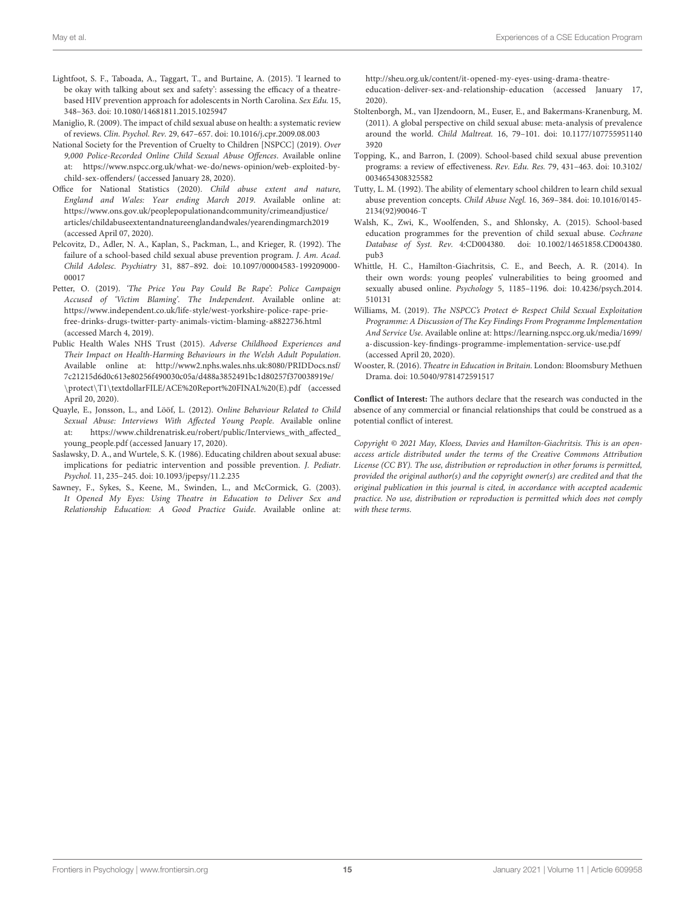Lightfoot, S. F., Taboada, A., Taggart, T., and Burtaine, A. (2015). 'I learned to be okay with talking about sex and safety': assessing the efficacy of a theatre-based HIV prevention approach for adolescents in North Carolina. *Sex Edu.* 15, 348–363. doi: 10.1080/14681811.2015.1025947

Maniglio, R. (2009). The impact of child sexual abuse on health: a systematic review of reviews. *Clin. Psychol. Rev.* 29, 647–657. doi: 10.1016/j.cpr.2009.08.003

National Society for the Prevention of Cruelty to Children [NSPCC] (2019). *Over 9,000 Police-Recorded Online Child Sexual Abuse Offences*. Available online at: https://www.nspcc.org.uk/what-we-do/news-opinion/web-exploited-by-child-sex-offenders/ (accessed January 28, 2020).

Office for National Statistics (2020). *Child abuse extent and nature, England and Wales: Year ending March 2019*. Available online at: https://www.ons.gov.uk/peoplepopulationandcommunity/crimeandjustice/articles/childabuseextentandnatureenglandandwales/yearendingmarch2019 (accessed April 07, 2020).

Pelcovitz, D., Adler, N. A., Kaplan, S., Packman, L., and Krieger, R. (1992). The failure of a school-based child sexual abuse prevention program. *J. Am. Acad. Child Adolesc. Psychiatry* 31, 887–892. doi: 10.1097/00004583-199209000-00017

Petter, O. (2019). *'The Price You Pay Could Be Rape': Police Campaign Accused of 'Victim Blaming'. The Independent*. Available online at: https://www.independent.co.uk/life-style/west-yorkshire-police-rape-prie-free-drinks-drugs-twitter-party-animals-victim-blaming-a8822736.html (accessed March 4, 2019).

Public Health Wales NHS Trust (2015). *Adverse Childhood Experiences and Their Impact on Health-Harming Behaviours in the Welsh Adult Population*. Available online at: http://www2.nphs.wales.nhs.uk:8080/PRIDDocs.nsf/7c21215d6d0c613e80256f490030c05a/d488a3852491bc1d80257f370038919e/\protect\T1\textdollarFILE/ACE%20Report%20FINAL%20(E).pdf (accessed April 20, 2020).

Quayle, E., Jonsson, L., and Lööf, L. (2012). *Online Behaviour Related to Child Sexual Abuse: Interviews With Affected Young People*. Available online at: https://www.childrenatrisk.eu/robert/public/Interviews_with_affected_young_people.pdf (accessed January 17, 2020).

Saslawsky, D. A., and Wurtele, S. K. (1986). Educating children about sexual abuse: implications for pediatric intervention and possible prevention. *J. Pediatr. Psychol.* 11, 235–245. doi: 10.1093/jpepsy/11.2.235

Sawney, F., Sykes, S., Keene, M., Swinden, L., and McCormick, G. (2003). *It Opened My Eyes: Using Theatre in Education to Deliver Sex and Relationship Education: A Good Practice Guide*. Available online at: http://sheu.org.uk/content/it-opened-my-eyes-using-drama-theatre-education-deliver-sex-and-relationship-education (accessed January 17, 2020).

Stoltenborgh, M., van IJzendoorn, M., Euser, E., and Bakermans-Kranenburg, M. (2011). A global perspective on child sexual abuse: meta-analysis of prevalence around the world. *Child Maltreat.* 16, 79–101. doi: 10.1177/1077559511403920

Topping, K., and Barron, I. (2009). School-based child sexual abuse prevention programs: a review of effectiveness. *Rev. Edu. Res.* 79, 431–463. doi: 10.3102/0034654308325582

Tutty, L. M. (1992). The ability of elementary school children to learn child sexual abuse prevention concepts. *Child Abuse Negl.* 16, 369–384. doi: 10.1016/0145-2134(92)90046-T

Walsh, K., Zwi, K., Woolfenden, S., and Shlonsky, A. (2015). School-based education programmes for the prevention of child sexual abuse. *Cochrane Database of Syst. Rev.* 4:CD004380. doi: 10.1002/14651858.CD004380.pub3

Whittle, H. C., Hamilton-Giachritsis, C. E., and Beech, A. R. (2014). In their own words: young peoples' vulnerabilities to being groomed and sexually abused online. *Psychology* 5, 1185–1196. doi: 10.4236/psych.2014.510131

Williams, M. (2019). *The NSPCC's Protect & Respect Child Sexual Exploitation Programme: A Discussion of The Key Findings From Programme Implementation And Service Use*. Available online at: https://learning.nspcc.org.uk/media/1699/a-discussion-key-findings-programme-implementation-service-use.pdf (accessed April 20, 2020).

Wooster, R. (2016). *Theatre in Education in Britain*. London: Bloomsbury Methuen Drama. doi: 10.5040/9781472591517

**Conflict of Interest:** The authors declare that the research was conducted in the absence of any commercial or financial relationships that could be construed as a potential conflict of interest.

*Copyright © 2021 May, Kloess, Davies and Hamilton-Giachritsis. This is an open-access article distributed under the terms of the Creative Commons Attribution License (CC BY). The use, distribution or reproduction in other forums is permitted, provided the original author(s) and the copyright owner(s) are credited and that the original publication in this journal is cited, in accordance with accepted academic practice. No use, distribution or reproduction is permitted which does not comply with these terms.*